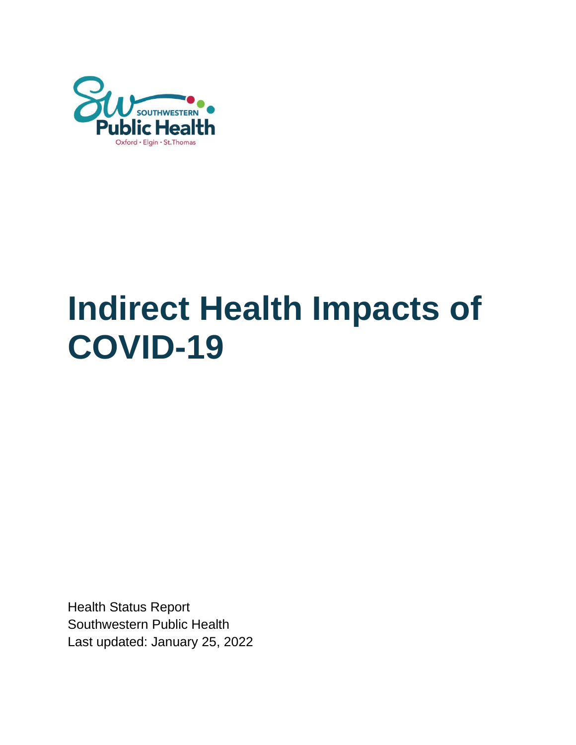SOUTHWESTERN
Public Health
Oxford • Elgin • St.Thomas

# Indirect Health Impacts of COVID-19

Health Status Report
Southwestern Public Health
Last updated: January 25, 2022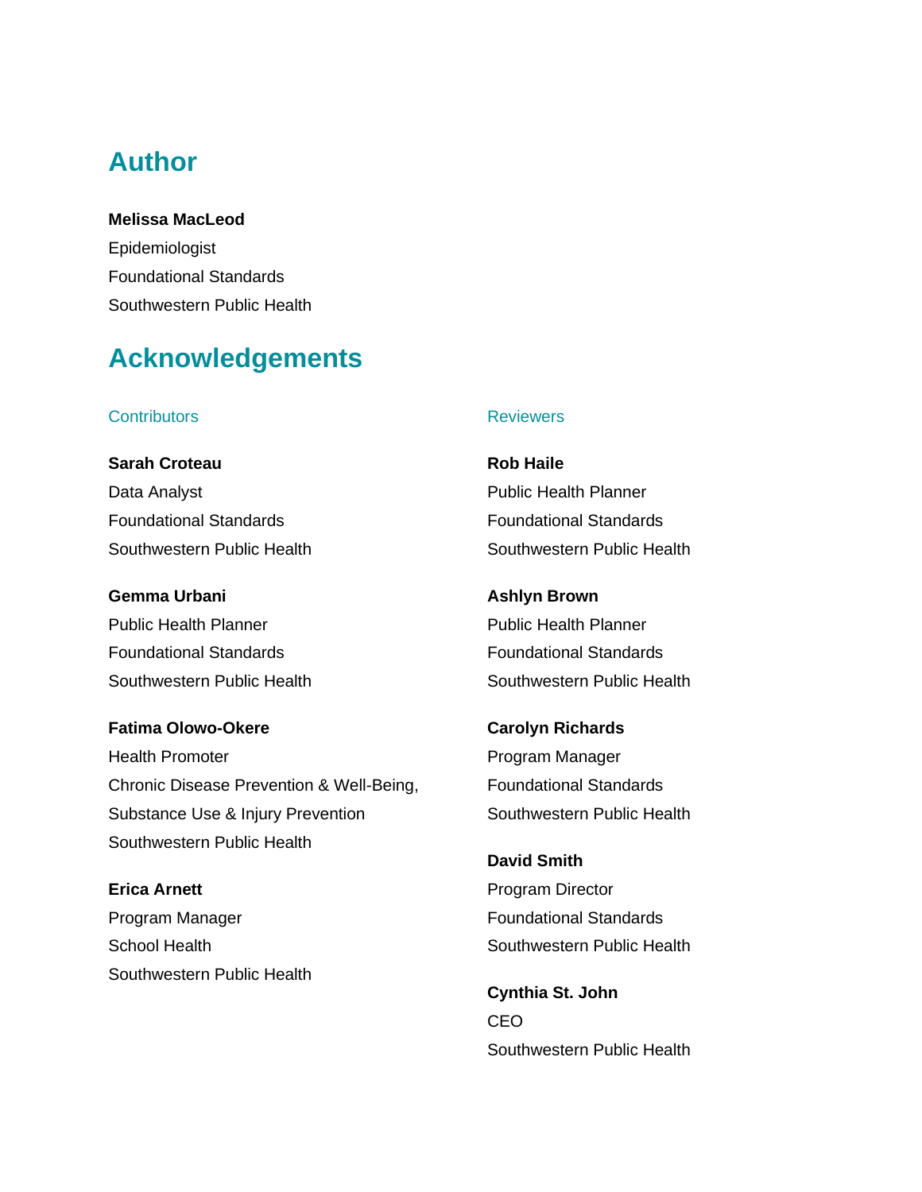## Author

**Melissa MacLeod**
Epidemiologist
Foundational Standards
Southwestern Public Health

## Acknowledgements

### Contributors

**Sarah Croteau**
Data Analyst
Foundational Standards
Southwestern Public Health

**Gemma Urbani**
Public Health Planner
Foundational Standards
Southwestern Public Health

**Fatima Olowo-Okere**
Health Promoter
Chronic Disease Prevention & Well-Being,
Substance Use & Injury Prevention
Southwestern Public Health

**Erica Arnett**
Program Manager
School Health
Southwestern Public Health

### Reviewers

**Rob Haile**
Public Health Planner
Foundational Standards
Southwestern Public Health

**Ashlyn Brown**
Public Health Planner
Foundational Standards
Southwestern Public Health

**Carolyn Richards**
Program Manager
Foundational Standards
Southwestern Public Health

**David Smith**
Program Director
Foundational Standards
Southwestern Public Health

**Cynthia St. John**
CEO
Southwestern Public Health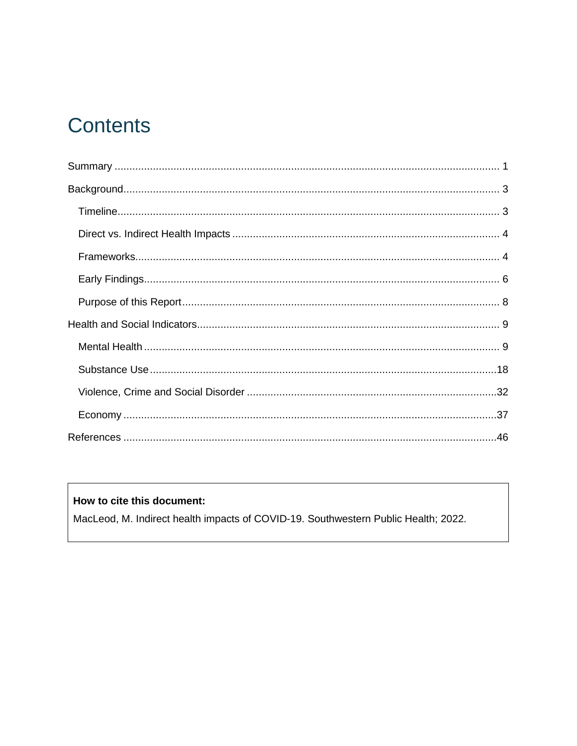# Contents

Summary ........................................................................................................................ 1

Background..................................................................................................................... 3

- Timeline.................................................................................................................... 3
- Direct vs. Indirect Health Impacts ............................................................................ 4
- Frameworks.............................................................................................................. 4
- Early Findings........................................................................................................... 6
- Purpose of this Report.............................................................................................. 8

Health and Social Indicators............................................................................................ 9

- Mental Health ........................................................................................................... 9
- Substance Use........................................................................................................ 18
- Violence, Crime and Social Disorder ...................................................................... 32
- Economy ................................................................................................................ 37

References ................................................................................................................... 46

**How to cite this document:**

MacLeod, M. Indirect health impacts of COVID-19. Southwestern Public Health; 2022.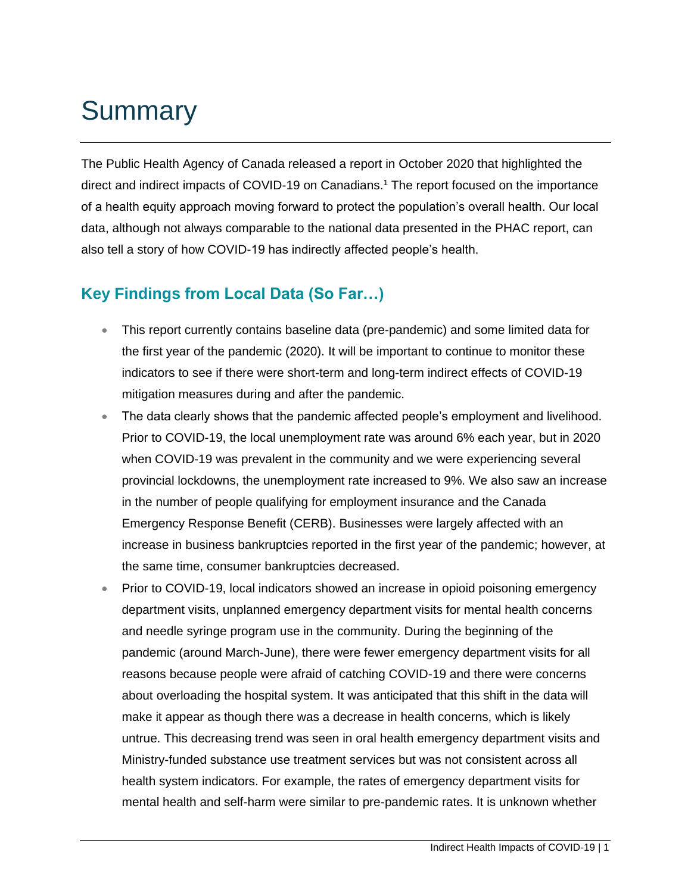# Summary

The Public Health Agency of Canada released a report in October 2020 that highlighted the direct and indirect impacts of COVID-19 on Canadians.[1] The report focused on the importance of a health equity approach moving forward to protect the population's overall health. Our local data, although not always comparable to the national data presented in the PHAC report, can also tell a story of how COVID-19 has indirectly affected people's health.

## Key Findings from Local Data (So Far…)

- This report currently contains baseline data (pre-pandemic) and some limited data for the first year of the pandemic (2020). It will be important to continue to monitor these indicators to see if there were short-term and long-term indirect effects of COVID-19 mitigation measures during and after the pandemic.
- The data clearly shows that the pandemic affected people's employment and livelihood. Prior to COVID-19, the local unemployment rate was around 6% each year, but in 2020 when COVID-19 was prevalent in the community and we were experiencing several provincial lockdowns, the unemployment rate increased to 9%. We also saw an increase in the number of people qualifying for employment insurance and the Canada Emergency Response Benefit (CERB). Businesses were largely affected with an increase in business bankruptcies reported in the first year of the pandemic; however, at the same time, consumer bankruptcies decreased.
- Prior to COVID-19, local indicators showed an increase in opioid poisoning emergency department visits, unplanned emergency department visits for mental health concerns and needle syringe program use in the community. During the beginning of the pandemic (around March-June), there were fewer emergency department visits for all reasons because people were afraid of catching COVID-19 and there were concerns about overloading the hospital system. It was anticipated that this shift in the data will make it appear as though there was a decrease in health concerns, which is likely untrue. This decreasing trend was seen in oral health emergency department visits and Ministry-funded substance use treatment services but was not consistent across all health system indicators. For example, the rates of emergency department visits for mental health and self-harm were similar to pre-pandemic rates. It is unknown whether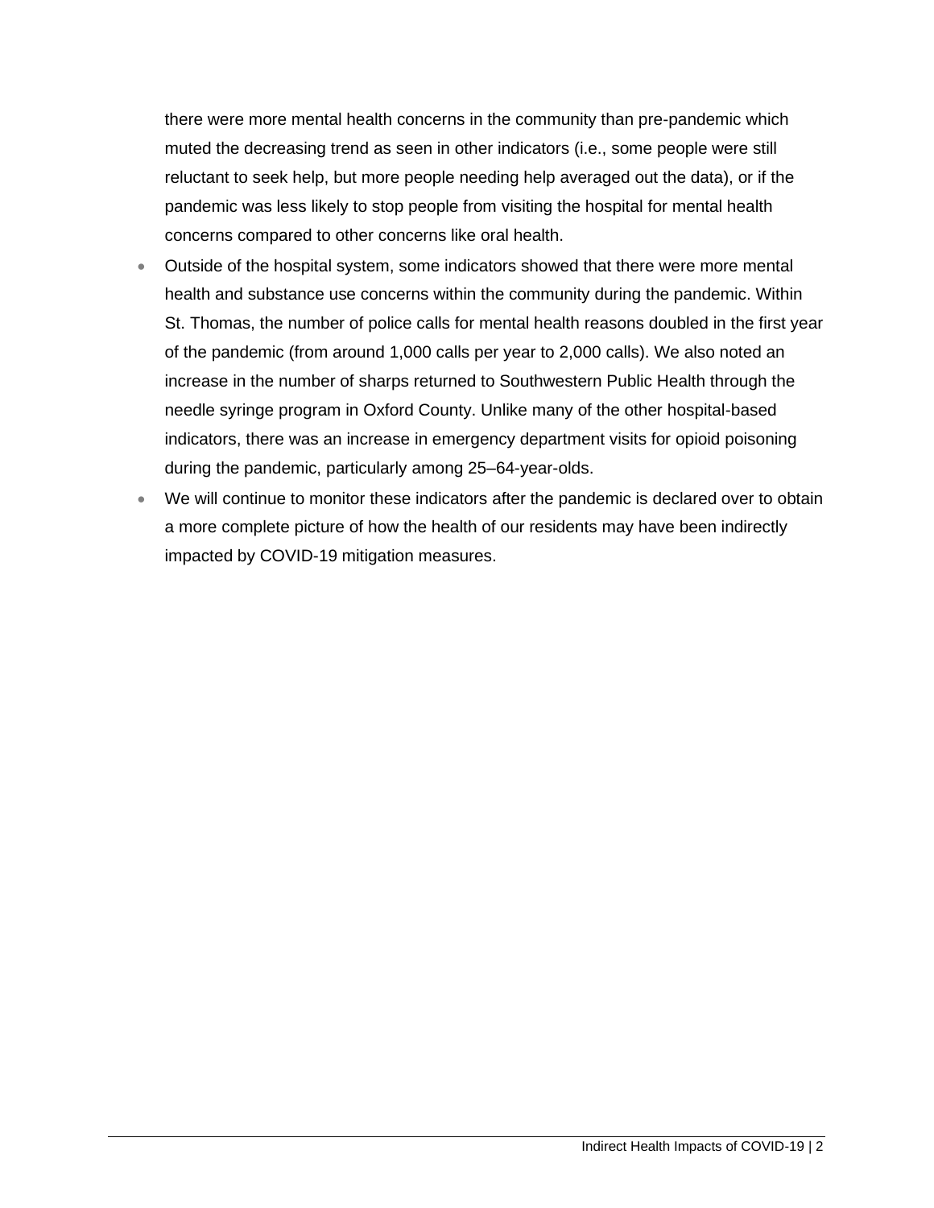there were more mental health concerns in the community than pre-pandemic which muted the decreasing trend as seen in other indicators (i.e., some people were still reluctant to seek help, but more people needing help averaged out the data), or if the pandemic was less likely to stop people from visiting the hospital for mental health concerns compared to other concerns like oral health.

- Outside of the hospital system, some indicators showed that there were more mental health and substance use concerns within the community during the pandemic. Within St. Thomas, the number of police calls for mental health reasons doubled in the first year of the pandemic (from around 1,000 calls per year to 2,000 calls). We also noted an increase in the number of sharps returned to Southwestern Public Health through the needle syringe program in Oxford County. Unlike many of the other hospital-based indicators, there was an increase in emergency department visits for opioid poisoning during the pandemic, particularly among 25–64-year-olds.
- We will continue to monitor these indicators after the pandemic is declared over to obtain a more complete picture of how the health of our residents may have been indirectly impacted by COVID-19 mitigation measures.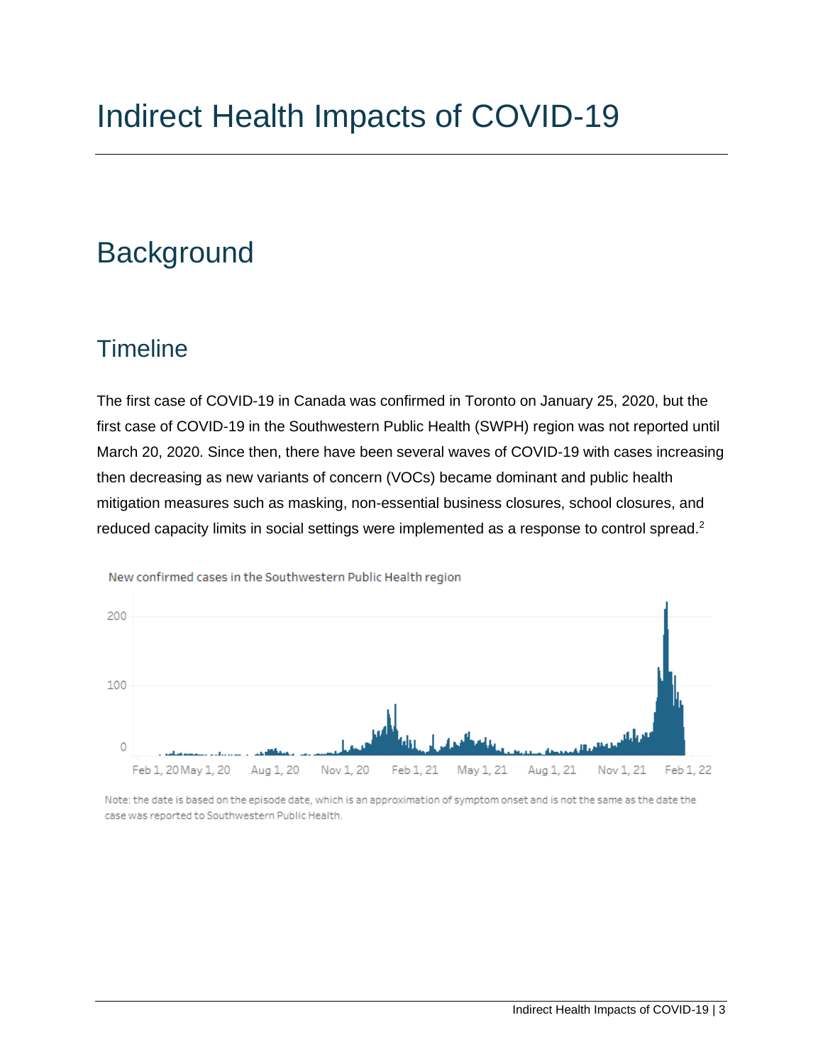# Indirect Health Impacts of COVID-19

## Background

### Timeline

The first case of COVID-19 in Canada was confirmed in Toronto on January 25, 2020, but the first case of COVID-19 in the Southwestern Public Health (SWPH) region was not reported until March 20, 2020. Since then, there have been several waves of COVID-19 with cases increasing then decreasing as new variants of concern (VOCs) became dominant and public health mitigation measures such as masking, non-essential business closures, school closures, and reduced capacity limits in social settings were implemented as a response to control spread.[2]

New confirmed cases in the Southwestern Public Health region

Note: the date is based on the episode date, which is an approximation of symptom onset and is not the same as the date the case was reported to Southwestern Public Health.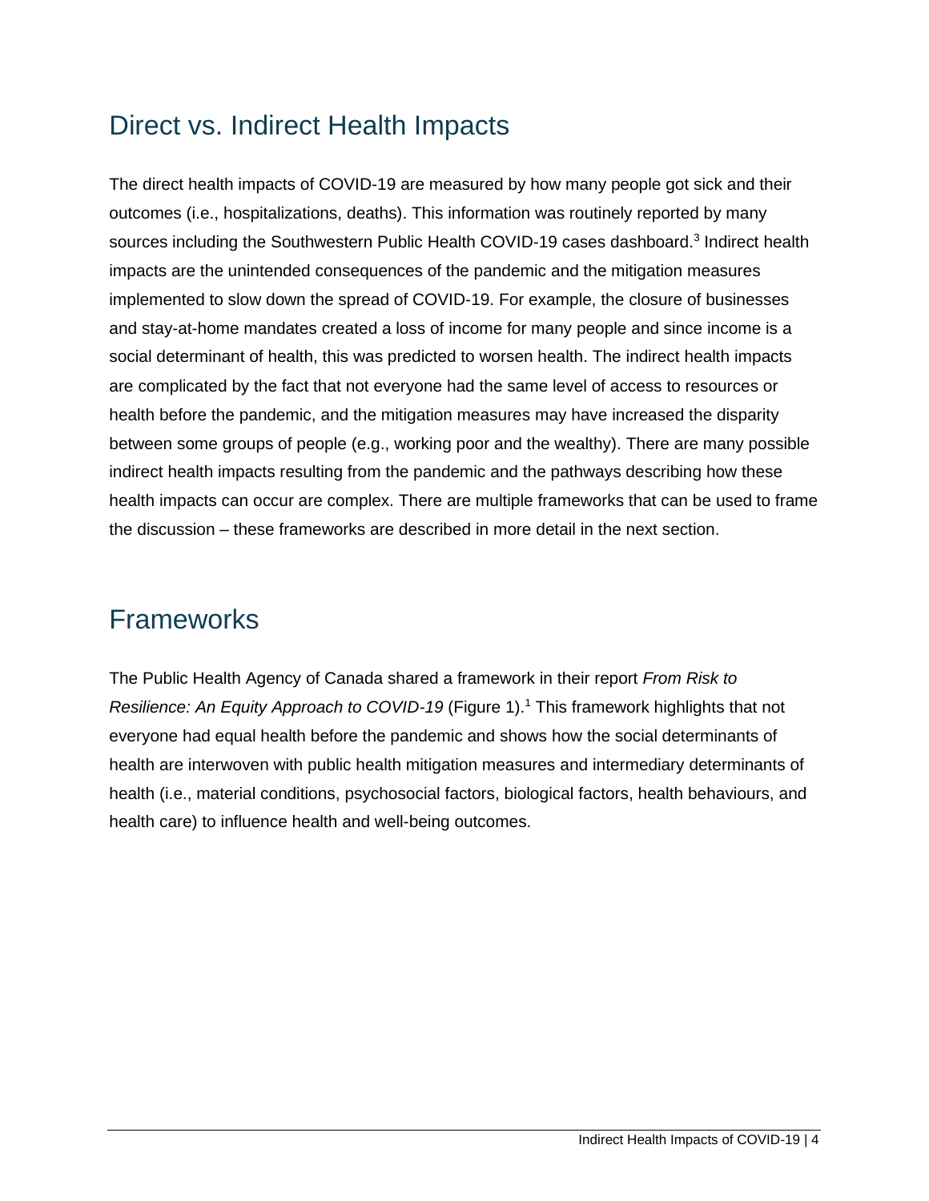## Direct vs. Indirect Health Impacts

The direct health impacts of COVID-19 are measured by how many people got sick and their outcomes (i.e., hospitalizations, deaths). This information was routinely reported by many sources including the Southwestern Public Health COVID-19 cases dashboard.[3] Indirect health impacts are the unintended consequences of the pandemic and the mitigation measures implemented to slow down the spread of COVID-19. For example, the closure of businesses and stay-at-home mandates created a loss of income for many people and since income is a social determinant of health, this was predicted to worsen health. The indirect health impacts are complicated by the fact that not everyone had the same level of access to resources or health before the pandemic, and the mitigation measures may have increased the disparity between some groups of people (e.g., working poor and the wealthy). There are many possible indirect health impacts resulting from the pandemic and the pathways describing how these health impacts can occur are complex. There are multiple frameworks that can be used to frame the discussion – these frameworks are described in more detail in the next section.

## Frameworks

The Public Health Agency of Canada shared a framework in their report *From Risk to Resilience: An Equity Approach to COVID-19* (Figure 1).[1] This framework highlights that not everyone had equal health before the pandemic and shows how the social determinants of health are interwoven with public health mitigation measures and intermediary determinants of health (i.e., material conditions, psychosocial factors, biological factors, health behaviours, and health care) to influence health and well-being outcomes.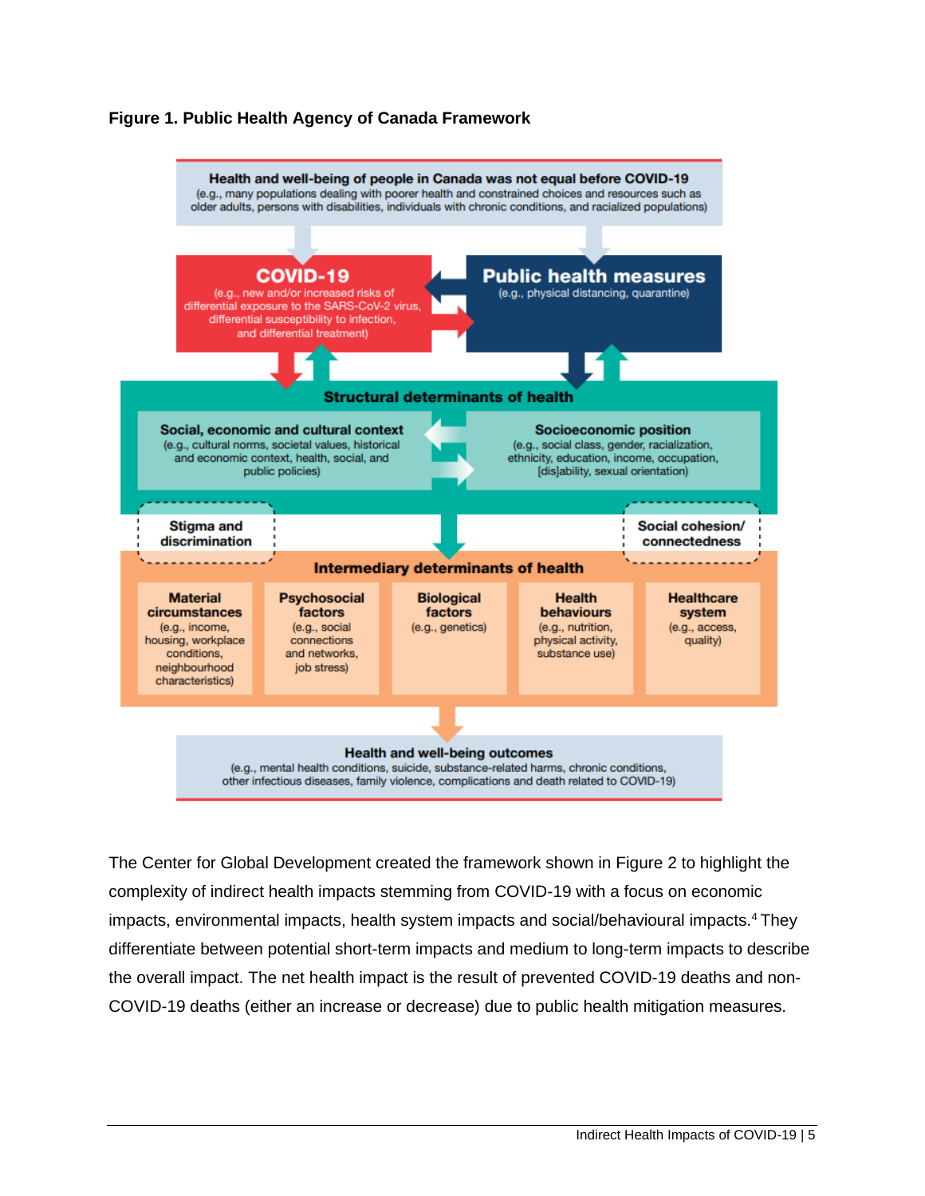**Figure 1. Public Health Agency of Canada Framework**

**Health and well-being of people in Canada was not equal before COVID-19**
(e.g., many populations dealing with poorer health and constrained choices and resources such as older adults, persons with disabilities, individuals with chronic conditions, and racialized populations)

**COVID-19**
(e.g., new and/or increased risks of differential exposure to the SARS-CoV-2 virus, differential susceptibility to infection, and differential treatment)

**Public health measures**
(e.g., physical distancing, quarantine)

**Structural determinants of health**

**Social, economic and cultural context**
(e.g., cultural norms, societal values, historical and economic context, health, social, and public policies)

**Socioeconomic position**
(e.g., social class, gender, racialization, ethnicity, education, income, occupation, [dis]ability, sexual orientation)

**Stigma and discrimination**

**Social cohesion/ connectedness**

**Intermediary determinants of health**

**Material circumstances**
(e.g., income, housing, workplace conditions, neighbourhood characteristics)

**Psychosocial factors**
(e.g., social connections and networks, job stress)

**Biological factors**
(e.g., genetics)

**Health behaviours**
(e.g., nutrition, physical activity, substance use)

**Healthcare system**
(e.g., access, quality)

**Health and well-being outcomes**
(e.g., mental health conditions, suicide, substance-related harms, chronic conditions, other infectious diseases, family violence, complications and death related to COVID-19)

The Center for Global Development created the framework shown in Figure 2 to highlight the complexity of indirect health impacts stemming from COVID-19 with a focus on economic impacts, environmental impacts, health system impacts and social/behavioural impacts.[4] They differentiate between potential short-term impacts and medium to long-term impacts to describe the overall impact. The net health impact is the result of prevented COVID-19 deaths and non-COVID-19 deaths (either an increase or decrease) due to public health mitigation measures.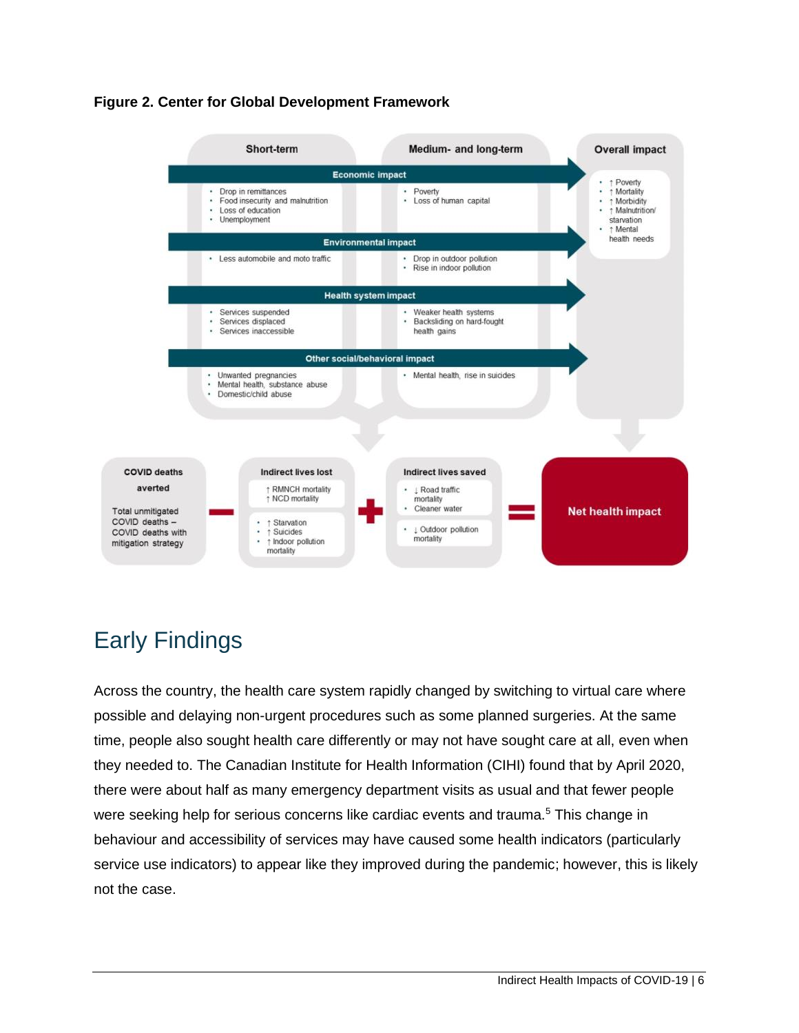**Figure 2. Center for Global Development Framework**

| | Short-term | Medium- and long-term | Overall impact |
|---|---|---|---|
| **Economic impact** | • Drop in remittances<br>• Food insecurity and malnutrition<br>• Loss of education<br>• Unemployment | • Poverty<br>• Loss of human capital | • ↑ Poverty<br>• ↑ Mortality<br>• ↑ Morbidity<br>• ↑ Malnutrition/ starvation<br>• ↑ Mental health needs |
| **Environmental impact** | • Less automobile and moto traffic | • Drop in outdoor pollution<br>• Rise in indoor pollution | |
| **Health system impact** | • Services suspended<br>• Services displaced<br>• Services inaccessible | • Weaker health systems<br>• Backsliding on hard-fought health gains | |
| **Other social/behavioral impact** | • Unwanted pregnancies<br>• Mental health, substance abuse<br>• Domestic/child abuse | • Mental health, rise in suicides | |

**COVID deaths averted** (Total unmitigated COVID deaths – COVID deaths with mitigation strategy) − **Indirect lives lost** (↑ RMNCH mortality, ↑ NCD mortality; • ↑ Starvation, • ↑ Suicides, • ↑ Indoor pollution mortality) + **Indirect lives saved** (• ↓ Road traffic mortality, • Cleaner water; • ↓ Outdoor pollution mortality) = **Net health impact**

## Early Findings

Across the country, the health care system rapidly changed by switching to virtual care where possible and delaying non-urgent procedures such as some planned surgeries. At the same time, people also sought health care differently or may not have sought care at all, even when they needed to. The Canadian Institute for Health Information (CIHI) found that by April 2020, there were about half as many emergency department visits as usual and that fewer people were seeking help for serious concerns like cardiac events and trauma.[5] This change in behaviour and accessibility of services may have caused some health indicators (particularly service use indicators) to appear like they improved during the pandemic; however, this is likely not the case.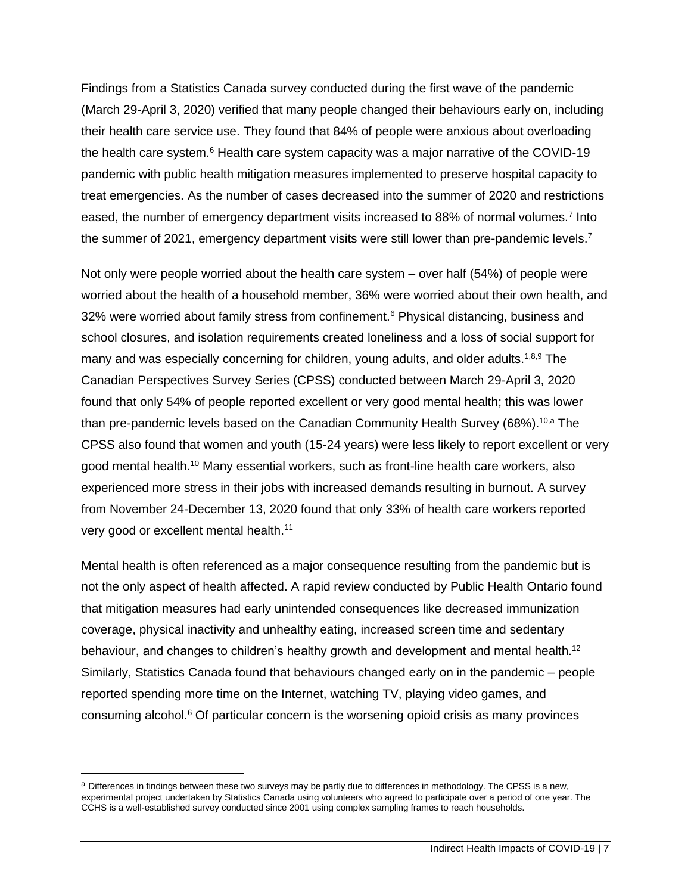Findings from a Statistics Canada survey conducted during the first wave of the pandemic (March 29-April 3, 2020) verified that many people changed their behaviours early on, including their health care service use. They found that 84% of people were anxious about overloading the health care system.[6] Health care system capacity was a major narrative of the COVID-19 pandemic with public health mitigation measures implemented to preserve hospital capacity to treat emergencies. As the number of cases decreased into the summer of 2020 and restrictions eased, the number of emergency department visits increased to 88% of normal volumes.[7] Into the summer of 2021, emergency department visits were still lower than pre-pandemic levels.[7]

Not only were people worried about the health care system – over half (54%) of people were worried about the health of a household member, 36% were worried about their own health, and 32% were worried about family stress from confinement.[6] Physical distancing, business and school closures, and isolation requirements created loneliness and a loss of social support for many and was especially concerning for children, young adults, and older adults.[1,8,9] The Canadian Perspectives Survey Series (CPSS) conducted between March 29-April 3, 2020 found that only 54% of people reported excellent or very good mental health; this was lower than pre-pandemic levels based on the Canadian Community Health Survey (68%).[10,a] The CPSS also found that women and youth (15-24 years) were less likely to report excellent or very good mental health.[10] Many essential workers, such as front-line health care workers, also experienced more stress in their jobs with increased demands resulting in burnout. A survey from November 24-December 13, 2020 found that only 33% of health care workers reported very good or excellent mental health.[11]

Mental health is often referenced as a major consequence resulting from the pandemic but is not the only aspect of health affected. A rapid review conducted by Public Health Ontario found that mitigation measures had early unintended consequences like decreased immunization coverage, physical inactivity and unhealthy eating, increased screen time and sedentary behaviour, and changes to children's healthy growth and development and mental health.[12] Similarly, Statistics Canada found that behaviours changed early on in the pandemic – people reported spending more time on the Internet, watching TV, playing video games, and consuming alcohol.[6] Of particular concern is the worsening opioid crisis as many provinces

[a] Differences in findings between these two surveys may be partly due to differences in methodology. The CPSS is a new, experimental project undertaken by Statistics Canada using volunteers who agreed to participate over a period of one year. The CCHS is a well-established survey conducted since 2001 using complex sampling frames to reach households.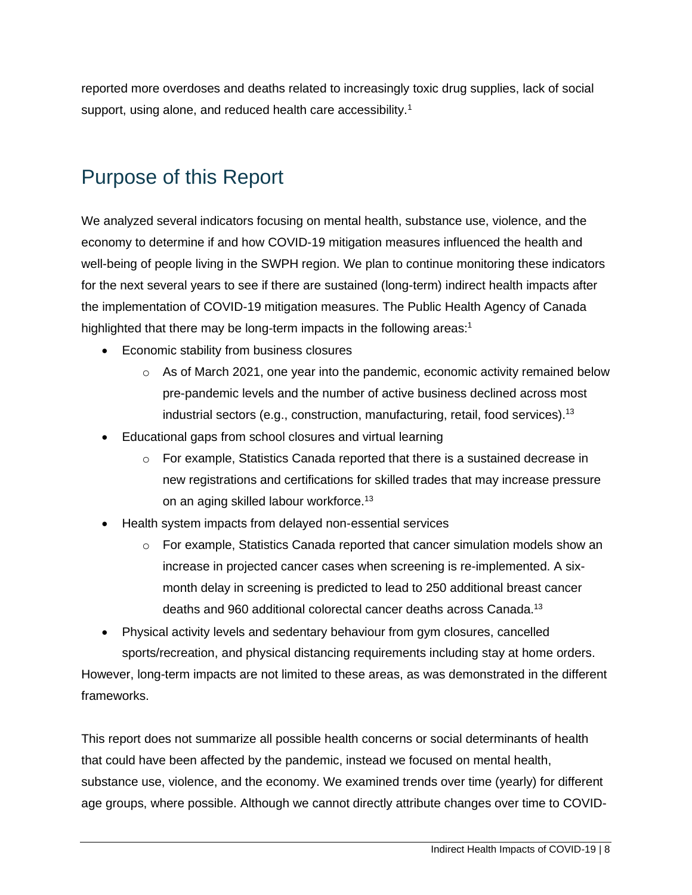reported more overdoses and deaths related to increasingly toxic drug supplies, lack of social support, using alone, and reduced health care accessibility.[1]

## Purpose of this Report

We analyzed several indicators focusing on mental health, substance use, violence, and the economy to determine if and how COVID-19 mitigation measures influenced the health and well-being of people living in the SWPH region. We plan to continue monitoring these indicators for the next several years to see if there are sustained (long-term) indirect health impacts after the implementation of COVID-19 mitigation measures. The Public Health Agency of Canada highlighted that there may be long-term impacts in the following areas:[1]

- Economic stability from business closures
    - As of March 2021, one year into the pandemic, economic activity remained below pre-pandemic levels and the number of active business declined across most industrial sectors (e.g., construction, manufacturing, retail, food services).[13]
- Educational gaps from school closures and virtual learning
    - For example, Statistics Canada reported that there is a sustained decrease in new registrations and certifications for skilled trades that may increase pressure on an aging skilled labour workforce.[13]
- Health system impacts from delayed non-essential services
    - For example, Statistics Canada reported that cancer simulation models show an increase in projected cancer cases when screening is re-implemented. A six-month delay in screening is predicted to lead to 250 additional breast cancer deaths and 960 additional colorectal cancer deaths across Canada.[13]
- Physical activity levels and sedentary behaviour from gym closures, cancelled sports/recreation, and physical distancing requirements including stay at home orders.

However, long-term impacts are not limited to these areas, as was demonstrated in the different frameworks.

This report does not summarize all possible health concerns or social determinants of health that could have been affected by the pandemic, instead we focused on mental health, substance use, violence, and the economy. We examined trends over time (yearly) for different age groups, where possible. Although we cannot directly attribute changes over time to COVID-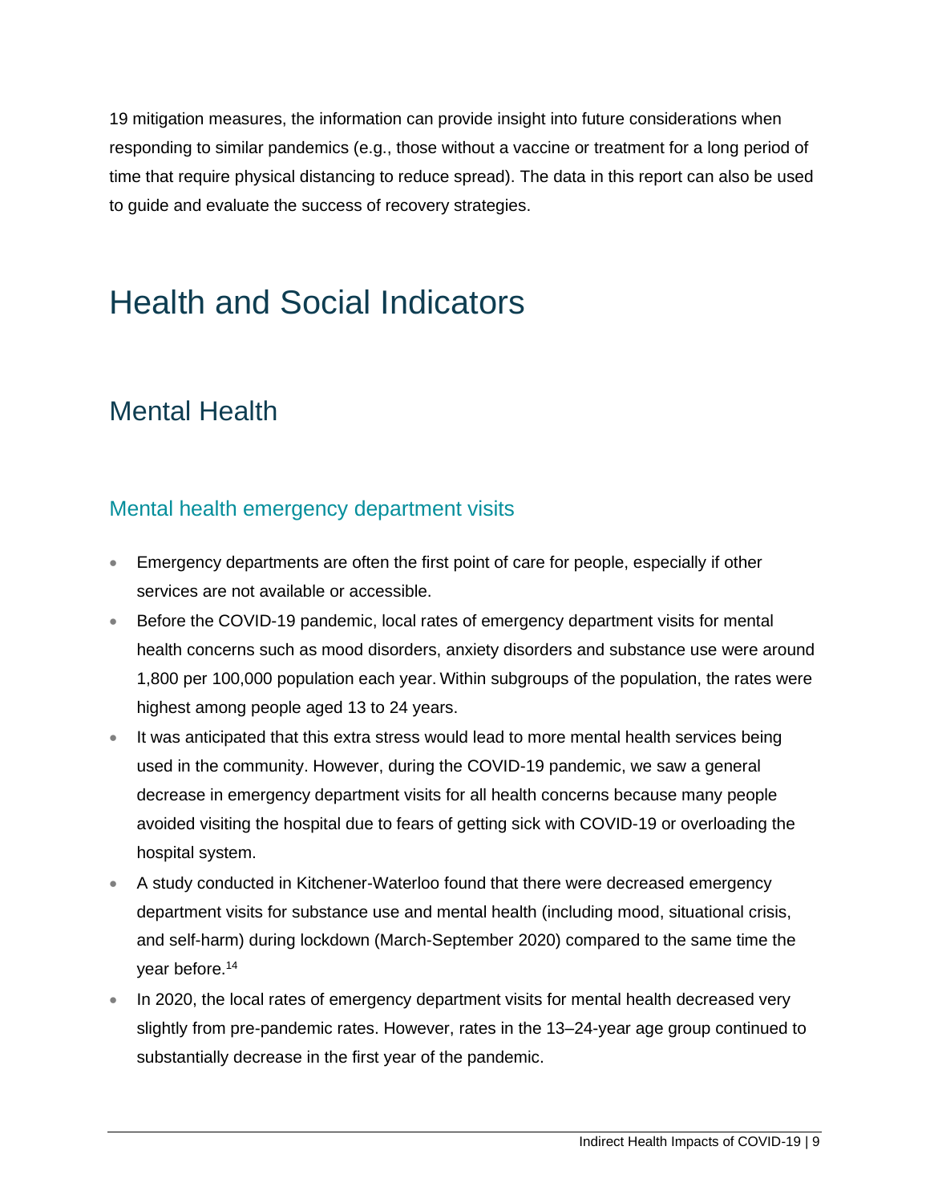19 mitigation measures, the information can provide insight into future considerations when responding to similar pandemics (e.g., those without a vaccine or treatment for a long period of time that require physical distancing to reduce spread). The data in this report can also be used to guide and evaluate the success of recovery strategies.

# Health and Social Indicators

## Mental Health

### Mental health emergency department visits

- Emergency departments are often the first point of care for people, especially if other services are not available or accessible.
- Before the COVID-19 pandemic, local rates of emergency department visits for mental health concerns such as mood disorders, anxiety disorders and substance use were around 1,800 per 100,000 population each year. Within subgroups of the population, the rates were highest among people aged 13 to 24 years.
- It was anticipated that this extra stress would lead to more mental health services being used in the community. However, during the COVID-19 pandemic, we saw a general decrease in emergency department visits for all health concerns because many people avoided visiting the hospital due to fears of getting sick with COVID-19 or overloading the hospital system.
- A study conducted in Kitchener-Waterloo found that there were decreased emergency department visits for substance use and mental health (including mood, situational crisis, and self-harm) during lockdown (March-September 2020) compared to the same time the year before.[14]
- In 2020, the local rates of emergency department visits for mental health decreased very slightly from pre-pandemic rates. However, rates in the 13–24-year age group continued to substantially decrease in the first year of the pandemic.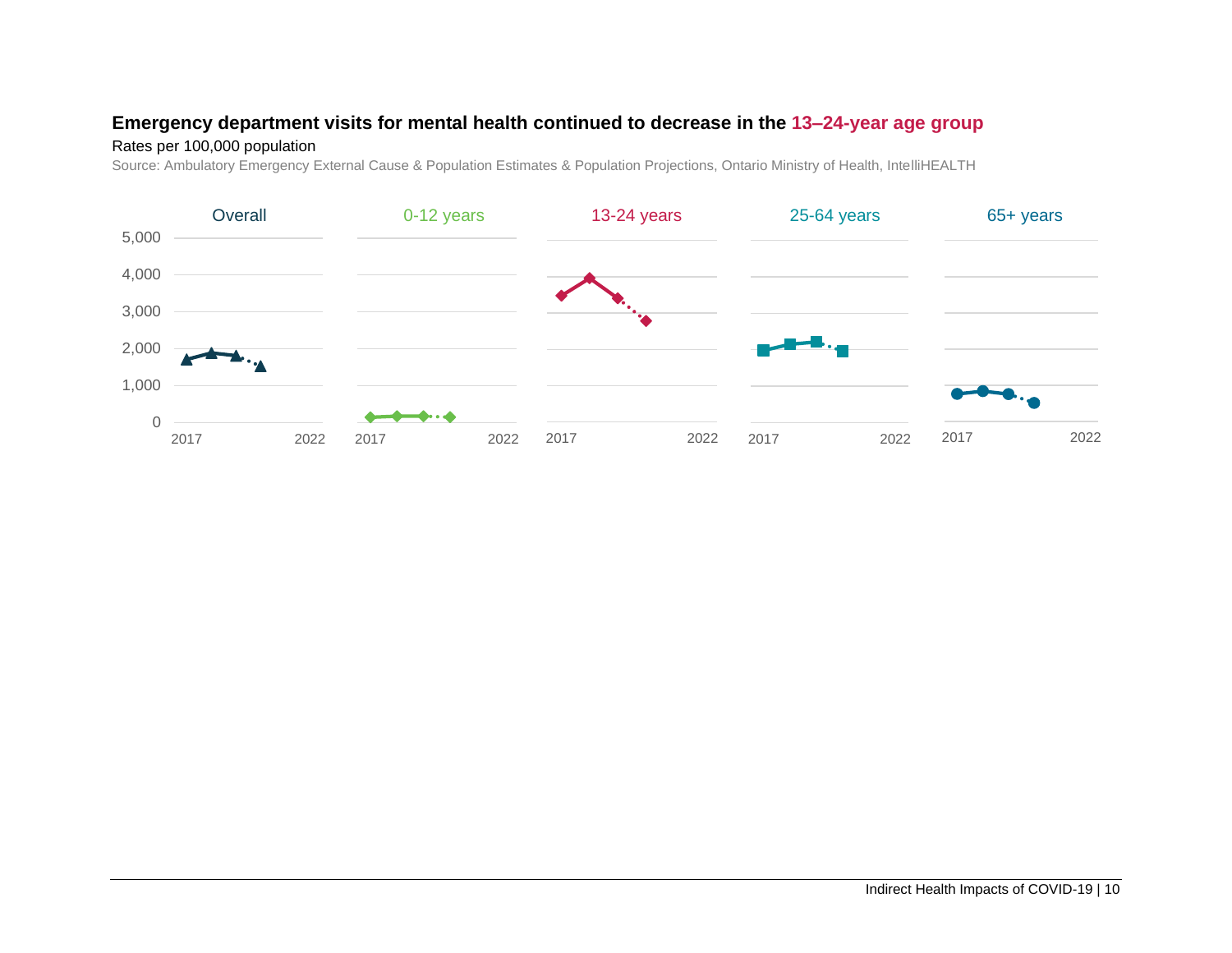**Emergency department visits for mental health continued to decrease in the 13–24-year age group**

Rates per 100,000 population

Source: Ambulatory Emergency External Cause & Population Estimates & Population Projections, Ontario Ministry of Health, IntelliHEALTH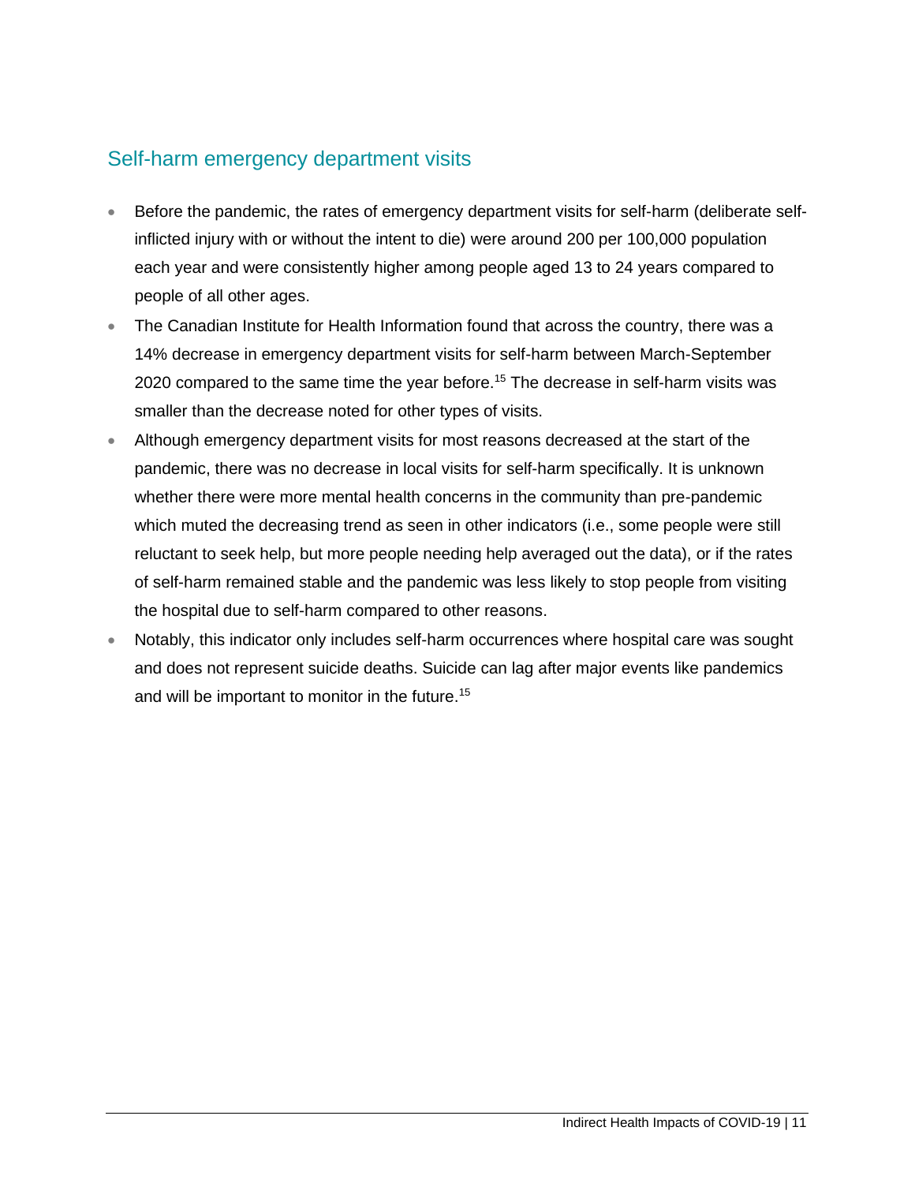## Self-harm emergency department visits

- Before the pandemic, the rates of emergency department visits for self-harm (deliberate self-inflicted injury with or without the intent to die) were around 200 per 100,000 population each year and were consistently higher among people aged 13 to 24 years compared to people of all other ages.
- The Canadian Institute for Health Information found that across the country, there was a 14% decrease in emergency department visits for self-harm between March-September 2020 compared to the same time the year before.[15] The decrease in self-harm visits was smaller than the decrease noted for other types of visits.
- Although emergency department visits for most reasons decreased at the start of the pandemic, there was no decrease in local visits for self-harm specifically. It is unknown whether there were more mental health concerns in the community than pre-pandemic which muted the decreasing trend as seen in other indicators (i.e., some people were still reluctant to seek help, but more people needing help averaged out the data), or if the rates of self-harm remained stable and the pandemic was less likely to stop people from visiting the hospital due to self-harm compared to other reasons.
- Notably, this indicator only includes self-harm occurrences where hospital care was sought and does not represent suicide deaths. Suicide can lag after major events like pandemics and will be important to monitor in the future.[15]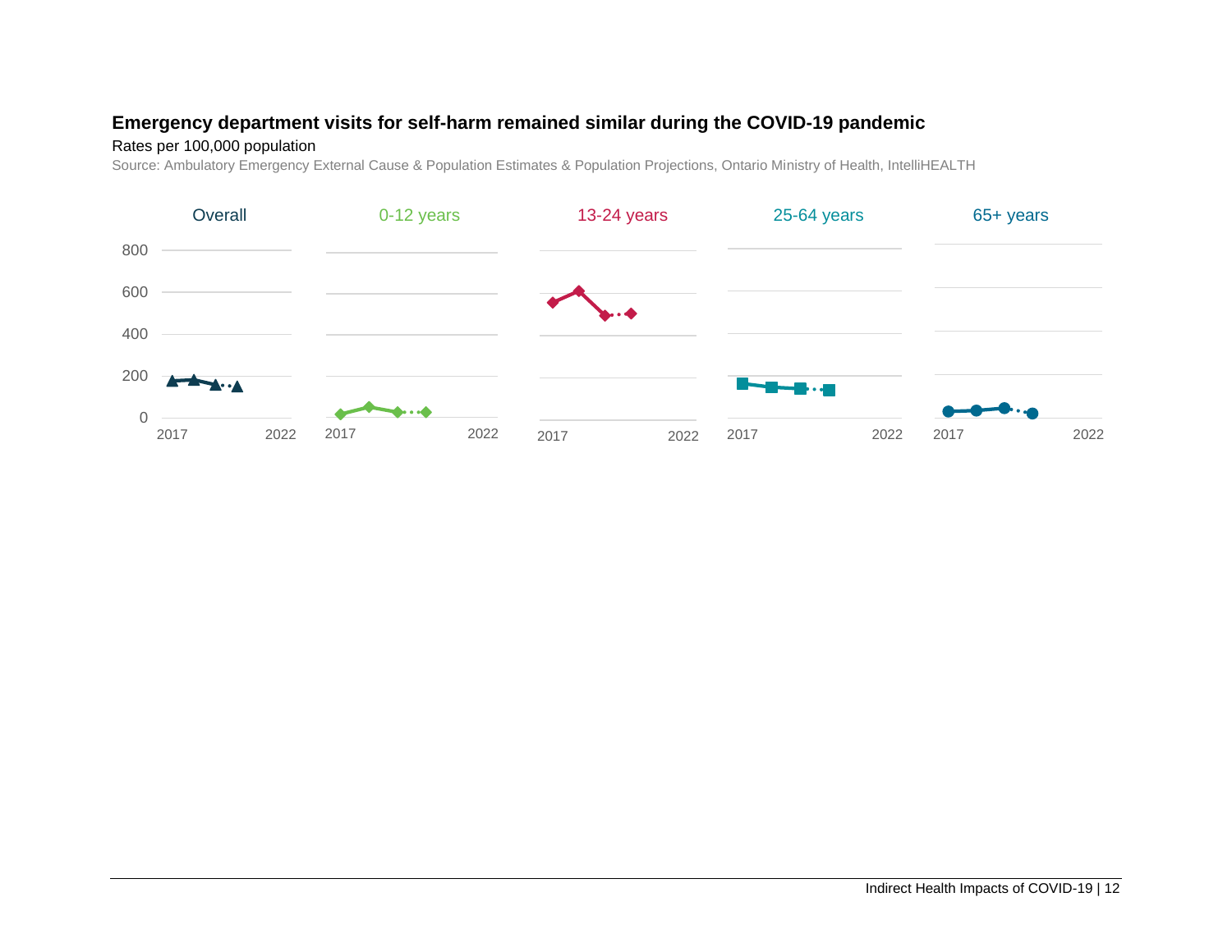**Emergency department visits for self-harm remained similar during the COVID-19 pandemic**

Rates per 100,000 population

Source: Ambulatory Emergency External Cause & Population Estimates & Population Projections, Ontario Ministry of Health, IntelliHEALTH

Overall | 0-12 years | 13-24 years | 25-64 years | 65+ years

800
600
400
200
0

2017 2022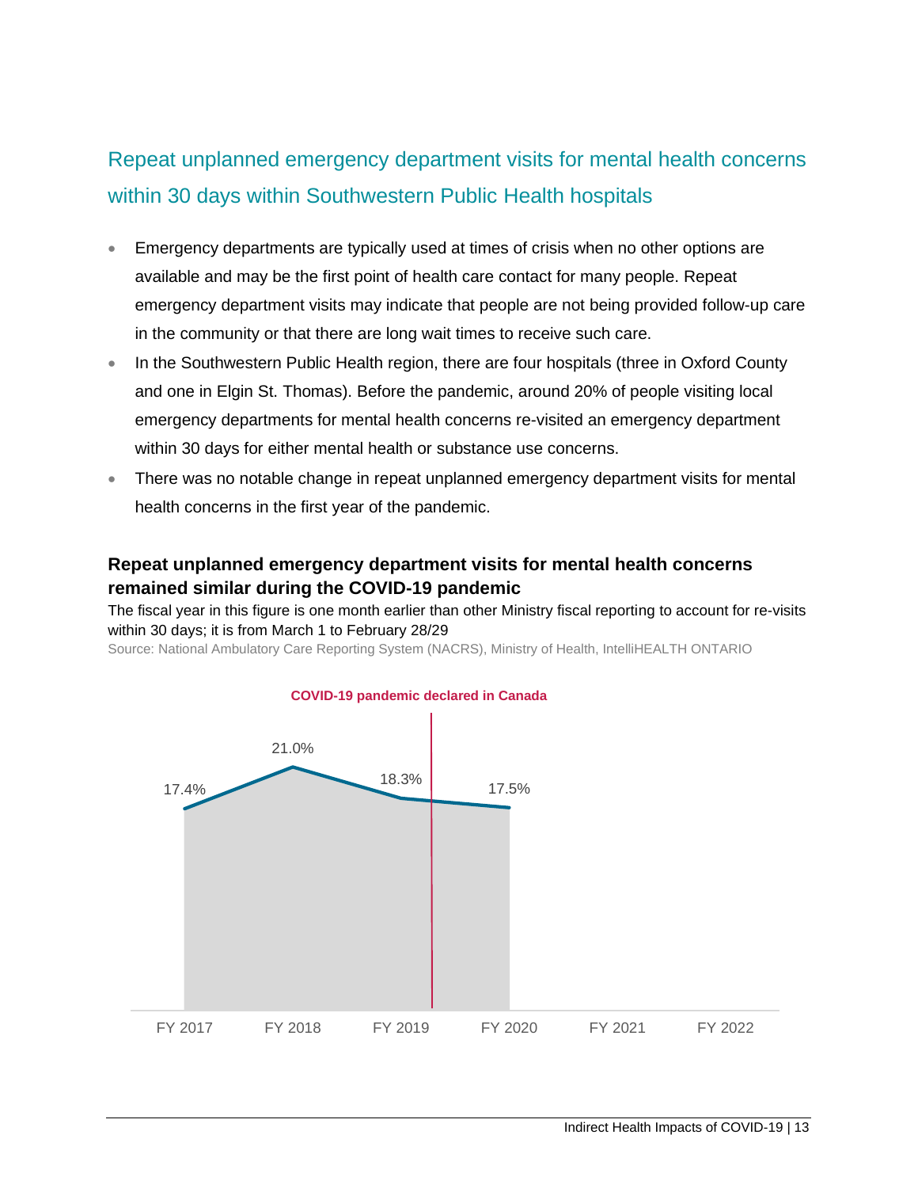## Repeat unplanned emergency department visits for mental health concerns within 30 days within Southwestern Public Health hospitals

- Emergency departments are typically used at times of crisis when no other options are available and may be the first point of health care contact for many people. Repeat emergency department visits may indicate that people are not being provided follow-up care in the community or that there are long wait times to receive such care.
- In the Southwestern Public Health region, there are four hospitals (three in Oxford County and one in Elgin St. Thomas). Before the pandemic, around 20% of people visiting local emergency departments for mental health concerns re-visited an emergency department within 30 days for either mental health or substance use concerns.
- There was no notable change in repeat unplanned emergency department visits for mental health concerns in the first year of the pandemic.

**Repeat unplanned emergency department visits for mental health concerns remained similar during the COVID-19 pandemic**

The fiscal year in this figure is one month earlier than other Ministry fiscal reporting to account for re-visits within 30 days; it is from March 1 to February 28/29

Source: National Ambulatory Care Reporting System (NACRS), Ministry of Health, IntelliHEALTH ONTARIO

COVID-19 pandemic declared in Canada

| FY 2017 | FY 2018 | FY 2019 | FY 2020 | FY 2021 | FY 2022 |
|---|---|---|---|---|---|
| 17.4% | 21.0% | 18.3% | 17.5% | | |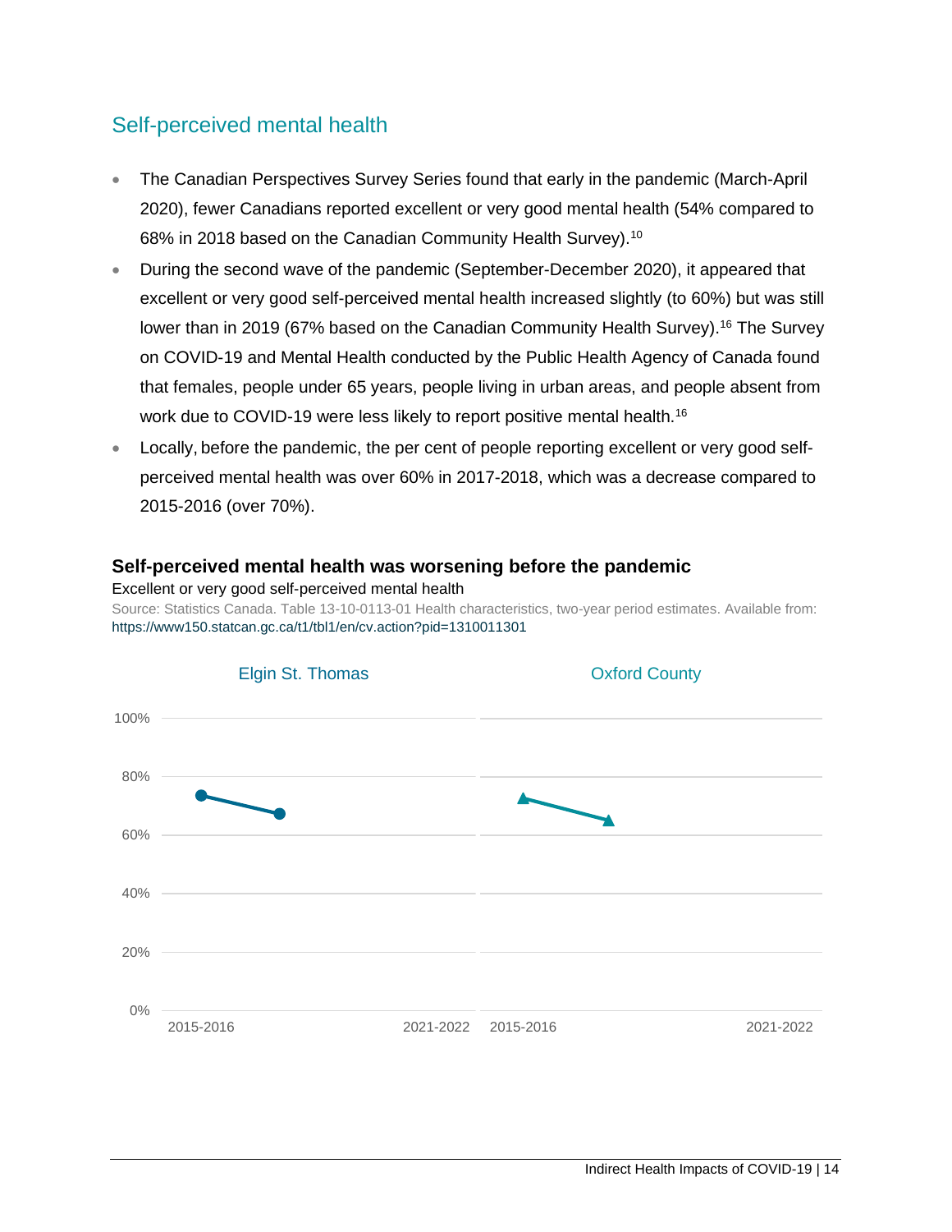## Self-perceived mental health

- The Canadian Perspectives Survey Series found that early in the pandemic (March-April 2020), fewer Canadians reported excellent or very good mental health (54% compared to 68% in 2018 based on the Canadian Community Health Survey).[10]
- During the second wave of the pandemic (September-December 2020), it appeared that excellent or very good self-perceived mental health increased slightly (to 60%) but was still lower than in 2019 (67% based on the Canadian Community Health Survey).[16] The Survey on COVID-19 and Mental Health conducted by the Public Health Agency of Canada found that females, people under 65 years, people living in urban areas, and people absent from work due to COVID-19 were less likely to report positive mental health.[16]
- Locally, before the pandemic, the per cent of people reporting excellent or very good self-perceived mental health was over 60% in 2017-2018, which was a decrease compared to 2015-2016 (over 70%).

**Self-perceived mental health was worsening before the pandemic**

Excellent or very good self-perceived mental health

Source: Statistics Canada. Table 13-10-0113-01 Health characteristics, two-year period estimates. Available from: https://www150.statcan.gc.ca/t1/tbl1/en/cv.action?pid=1310011301

Elgin St. Thomas | Oxford County

100%, 80%, 60%, 40%, 20%, 0%

2015-2016 | 2021-2022 | 2015-2016 | 2021-2022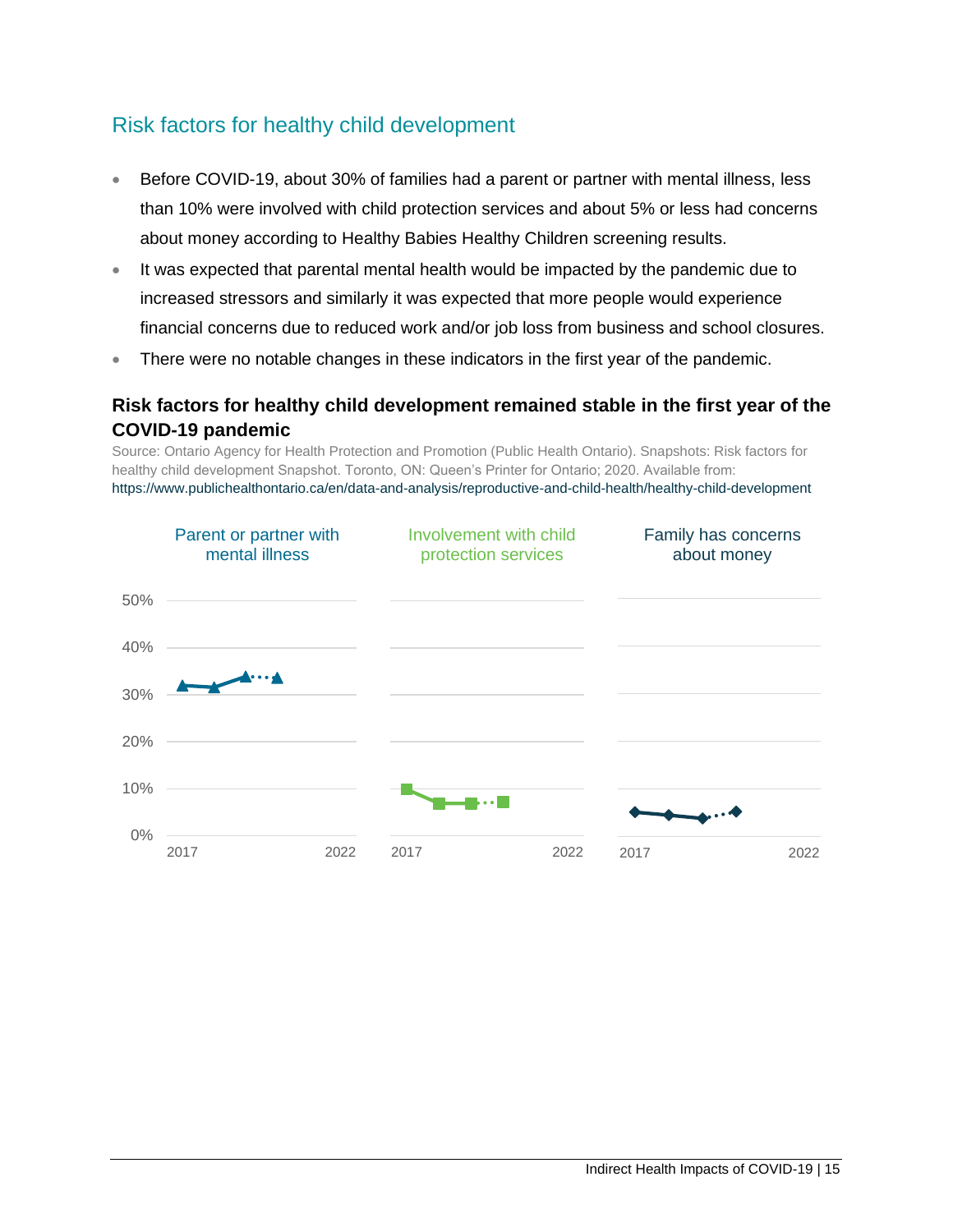## Risk factors for healthy child development

- Before COVID-19, about 30% of families had a parent or partner with mental illness, less than 10% were involved with child protection services and about 5% or less had concerns about money according to Healthy Babies Healthy Children screening results.
- It was expected that parental mental health would be impacted by the pandemic due to increased stressors and similarly it was expected that more people would experience financial concerns due to reduced work and/or job loss from business and school closures.
- There were no notable changes in these indicators in the first year of the pandemic.

### Risk factors for healthy child development remained stable in the first year of the COVID-19 pandemic

Source: Ontario Agency for Health Protection and Promotion (Public Health Ontario). Snapshots: Risk factors for healthy child development Snapshot. Toronto, ON: Queen's Printer for Ontario; 2020. Available from: https://www.publichealthontario.ca/en/data-and-analysis/reproductive-and-child-health/healthy-child-development

Parent or partner with mental illness

Involvement with child protection services

Family has concerns about money

50%
40%
30%
20%
10%
0%

2017 2022 2017 2022 2017 2022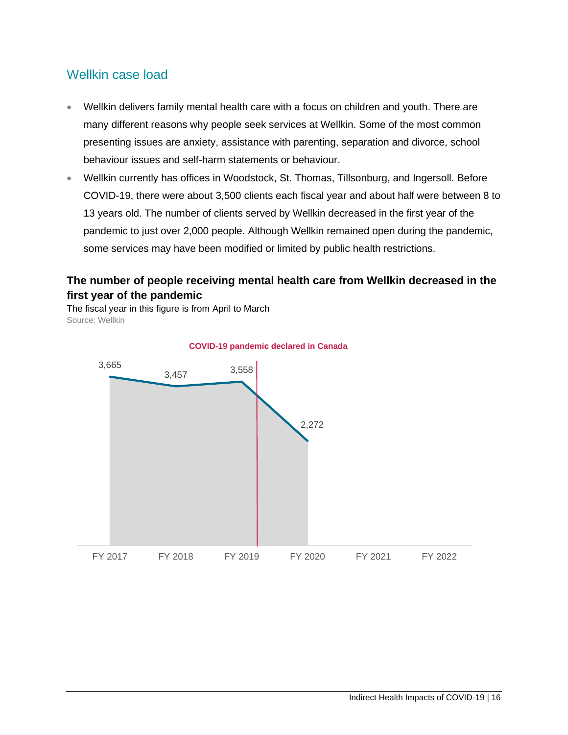## Wellkin case load

- Wellkin delivers family mental health care with a focus on children and youth. There are many different reasons why people seek services at Wellkin. Some of the most common presenting issues are anxiety, assistance with parenting, separation and divorce, school behaviour issues and self-harm statements or behaviour.
- Wellkin currently has offices in Woodstock, St. Thomas, Tillsonburg, and Ingersoll. Before COVID-19, there were about 3,500 clients each fiscal year and about half were between 8 to 13 years old. The number of clients served by Wellkin decreased in the first year of the pandemic to just over 2,000 people. Although Wellkin remained open during the pandemic, some services may have been modified or limited by public health restrictions.

**The number of people receiving mental health care from Wellkin decreased in the first year of the pandemic**

The fiscal year in this figure is from April to March

Source: Wellkin

COVID-19 pandemic declared in Canada

| Fiscal year | Number of people |
|---|---|
| FY 2017 | 3,665 |
| FY 2018 | 3,457 |
| FY 2019 | 3,558 |
| FY 2020 | 2,272 |
| FY 2021 | |
| FY 2022 | |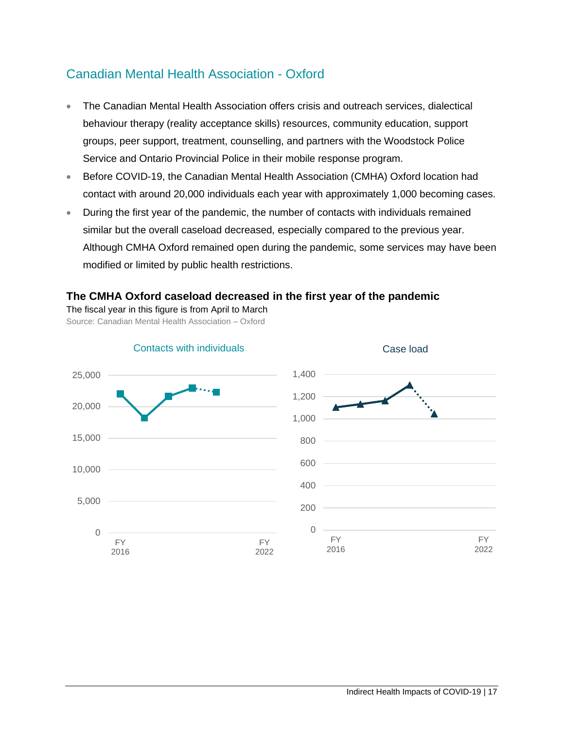## Canadian Mental Health Association - Oxford

- The Canadian Mental Health Association offers crisis and outreach services, dialectical behaviour therapy (reality acceptance skills) resources, community education, support groups, peer support, treatment, counselling, and partners with the Woodstock Police Service and Ontario Provincial Police in their mobile response program.
- Before COVID-19, the Canadian Mental Health Association (CMHA) Oxford location had contact with around 20,000 individuals each year with approximately 1,000 becoming cases.
- During the first year of the pandemic, the number of contacts with individuals remained similar but the overall caseload decreased, especially compared to the previous year. Although CMHA Oxford remained open during the pandemic, some services may have been modified or limited by public health restrictions.

**The CMHA Oxford caseload decreased in the first year of the pandemic**

The fiscal year in this figure is from April to March

Source: Canadian Mental Health Association – Oxford

Contacts with individuals

25,000
20,000
15,000
10,000
5,000
0

FY 2016 FY 2022

Case load

1,400
1,200
1,000
800
600
400
200
0

FY 2016 FY 2022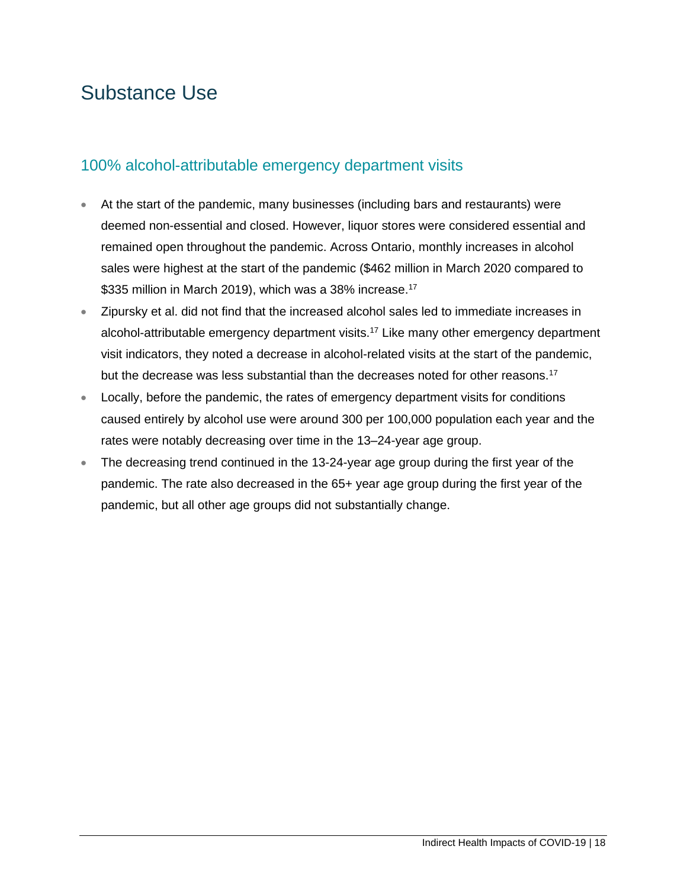# Substance Use

## 100% alcohol-attributable emergency department visits

- At the start of the pandemic, many businesses (including bars and restaurants) were deemed non-essential and closed. However, liquor stores were considered essential and remained open throughout the pandemic. Across Ontario, monthly increases in alcohol sales were highest at the start of the pandemic ($462 million in March 2020 compared to $335 million in March 2019), which was a 38% increase.[17]
- Zipursky et al. did not find that the increased alcohol sales led to immediate increases in alcohol-attributable emergency department visits.[17] Like many other emergency department visit indicators, they noted a decrease in alcohol-related visits at the start of the pandemic, but the decrease was less substantial than the decreases noted for other reasons.[17]
- Locally, before the pandemic, the rates of emergency department visits for conditions caused entirely by alcohol use were around 300 per 100,000 population each year and the rates were notably decreasing over time in the 13–24-year age group.
- The decreasing trend continued in the 13-24-year age group during the first year of the pandemic. The rate also decreased in the 65+ year age group during the first year of the pandemic, but all other age groups did not substantially change.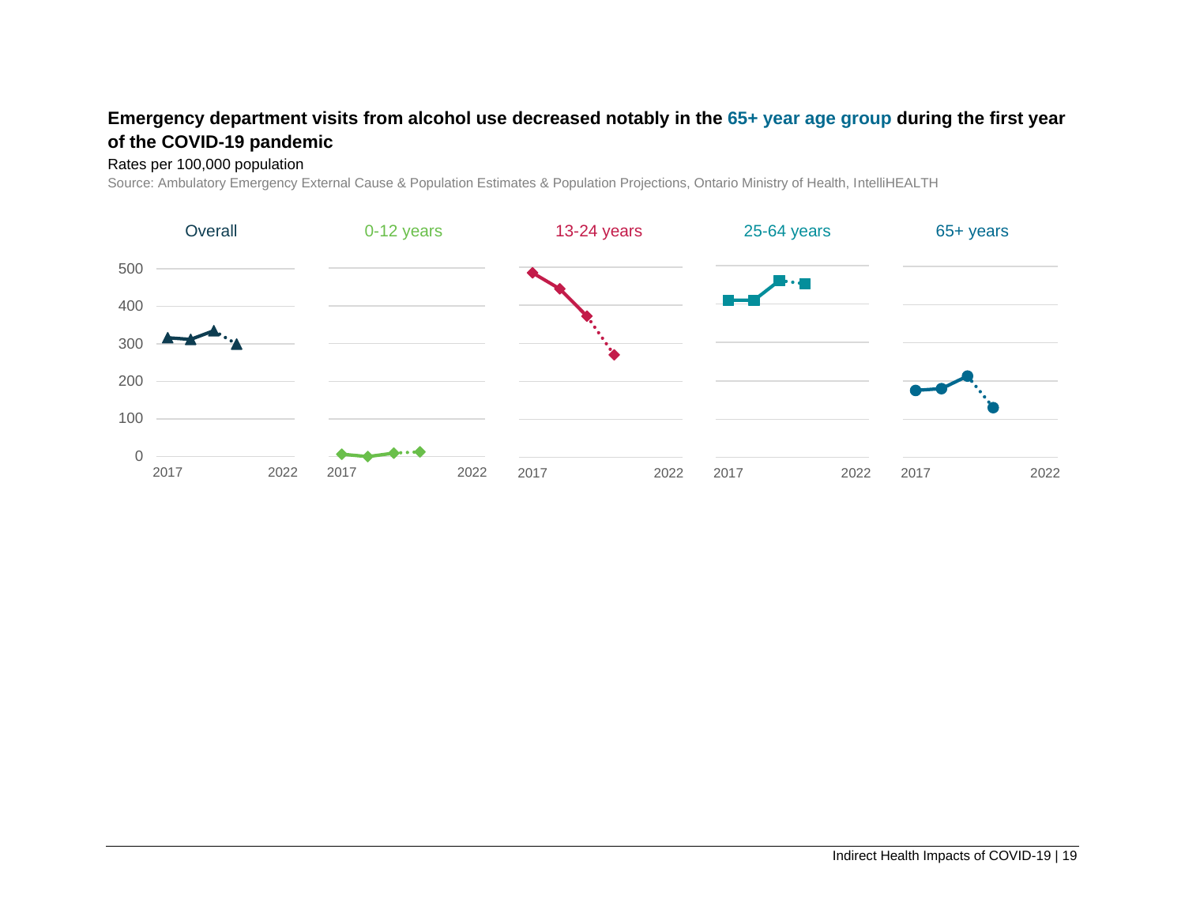**Emergency department visits from alcohol use decreased notably in the 65+ year age group during the first year of the COVID-19 pandemic**

Rates per 100,000 population

Source: Ambulatory Emergency External Cause & Population Estimates & Population Projections, Ontario Ministry of Health, IntelliHEALTH

Overall | 0-12 years | 13-24 years | 25-64 years | 65+ years

500
400
300
200
100
0

2017 2022 | 2017 2022 | 2017 2022 | 2017 2022 | 2017 2022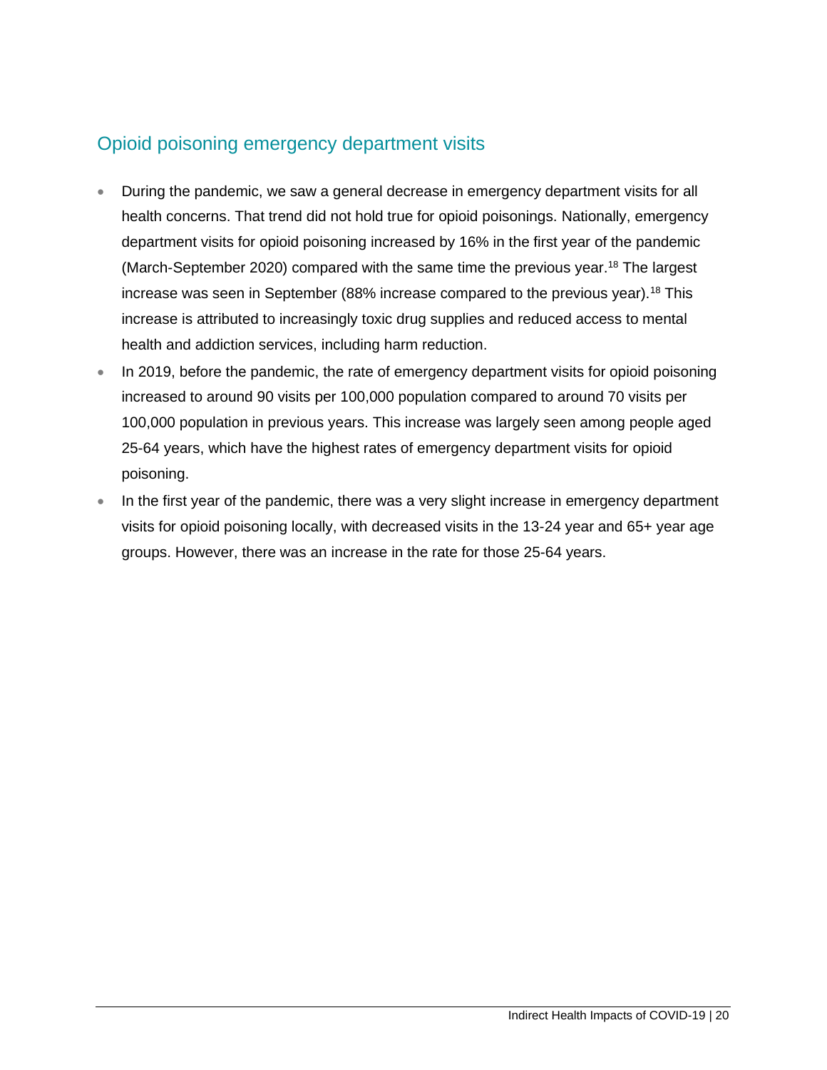## Opioid poisoning emergency department visits

- During the pandemic, we saw a general decrease in emergency department visits for all health concerns. That trend did not hold true for opioid poisonings. Nationally, emergency department visits for opioid poisoning increased by 16% in the first year of the pandemic (March-September 2020) compared with the same time the previous year.[18] The largest increase was seen in September (88% increase compared to the previous year).[18] This increase is attributed to increasingly toxic drug supplies and reduced access to mental health and addiction services, including harm reduction.
- In 2019, before the pandemic, the rate of emergency department visits for opioid poisoning increased to around 90 visits per 100,000 population compared to around 70 visits per 100,000 population in previous years. This increase was largely seen among people aged 25-64 years, which have the highest rates of emergency department visits for opioid poisoning.
- In the first year of the pandemic, there was a very slight increase in emergency department visits for opioid poisoning locally, with decreased visits in the 13-24 year and 65+ year age groups. However, there was an increase in the rate for those 25-64 years.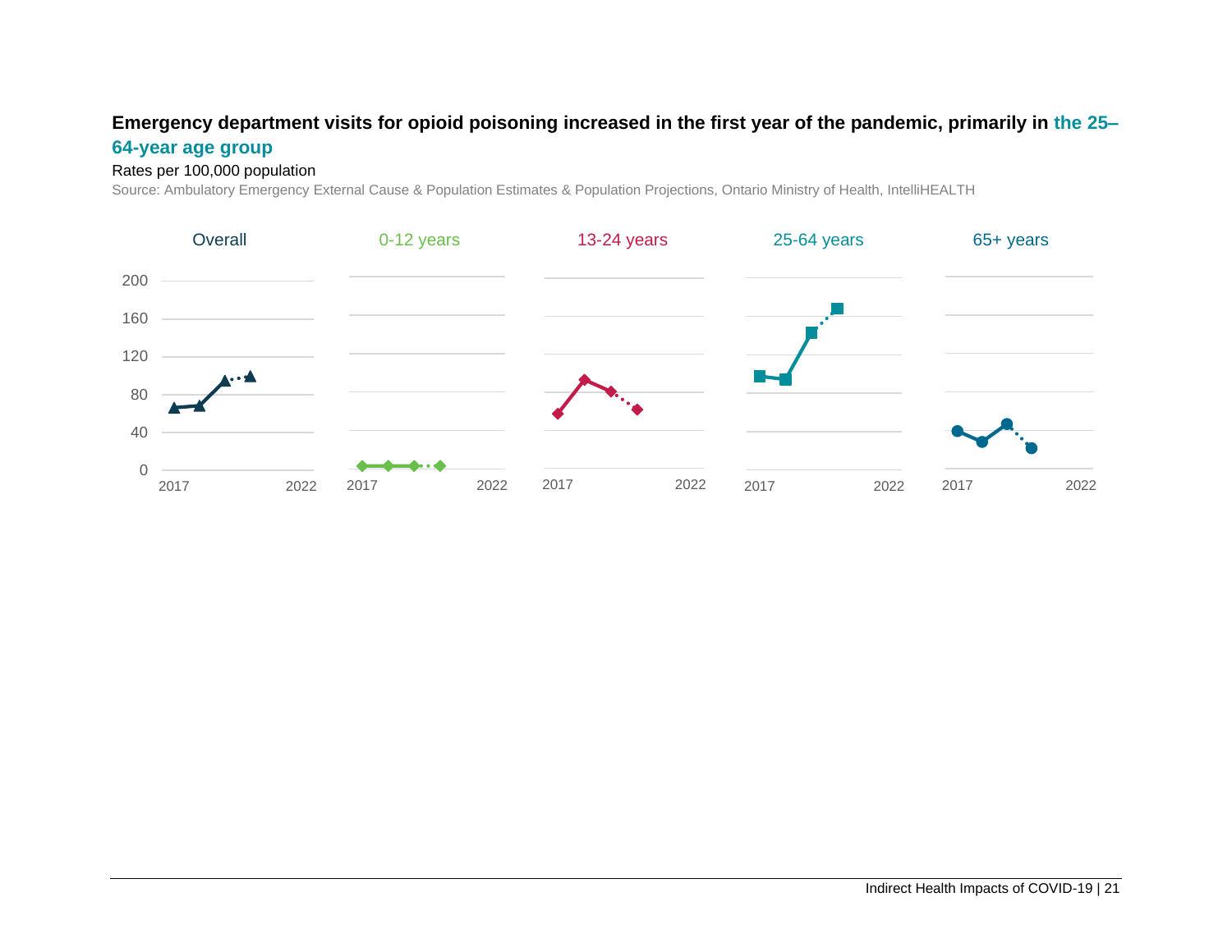**Emergency department visits for opioid poisoning increased in the first year of the pandemic, primarily in the 25–64-year age group**

Rates per 100,000 population

Source: Ambulatory Emergency External Cause & Population Estimates & Population Projections, Ontario Ministry of Health, IntelliHEALTH

Overall | 0-12 years | 13-24 years | 25-64 years | 65+ years

200
160
120
80
40
0

2017 2022 | 2017 2022 | 2017 2022 | 2017 2022 | 2017 2022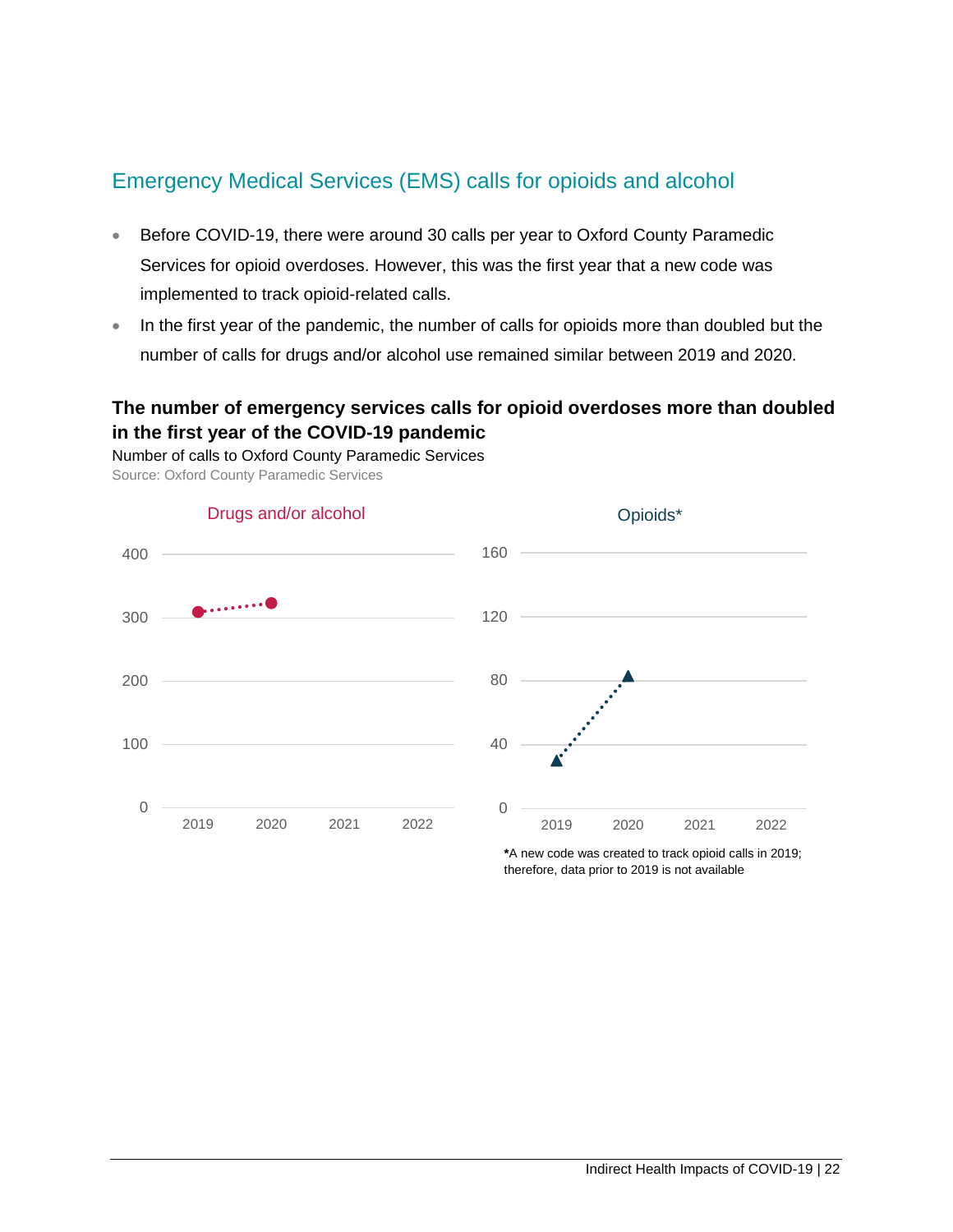## Emergency Medical Services (EMS) calls for opioids and alcohol

- Before COVID-19, there were around 30 calls per year to Oxford County Paramedic Services for opioid overdoses. However, this was the first year that a new code was implemented to track opioid-related calls.
- In the first year of the pandemic, the number of calls for opioids more than doubled but the number of calls for drugs and/or alcohol use remained similar between 2019 and 2020.

**The number of emergency services calls for opioid overdoses more than doubled in the first year of the COVID-19 pandemic**

Number of calls to Oxford County Paramedic Services

Source: Oxford County Paramedic Services

Drugs and/or alcohol

Opioids*

*A new code was created to track opioid calls in 2019; therefore, data prior to 2019 is not available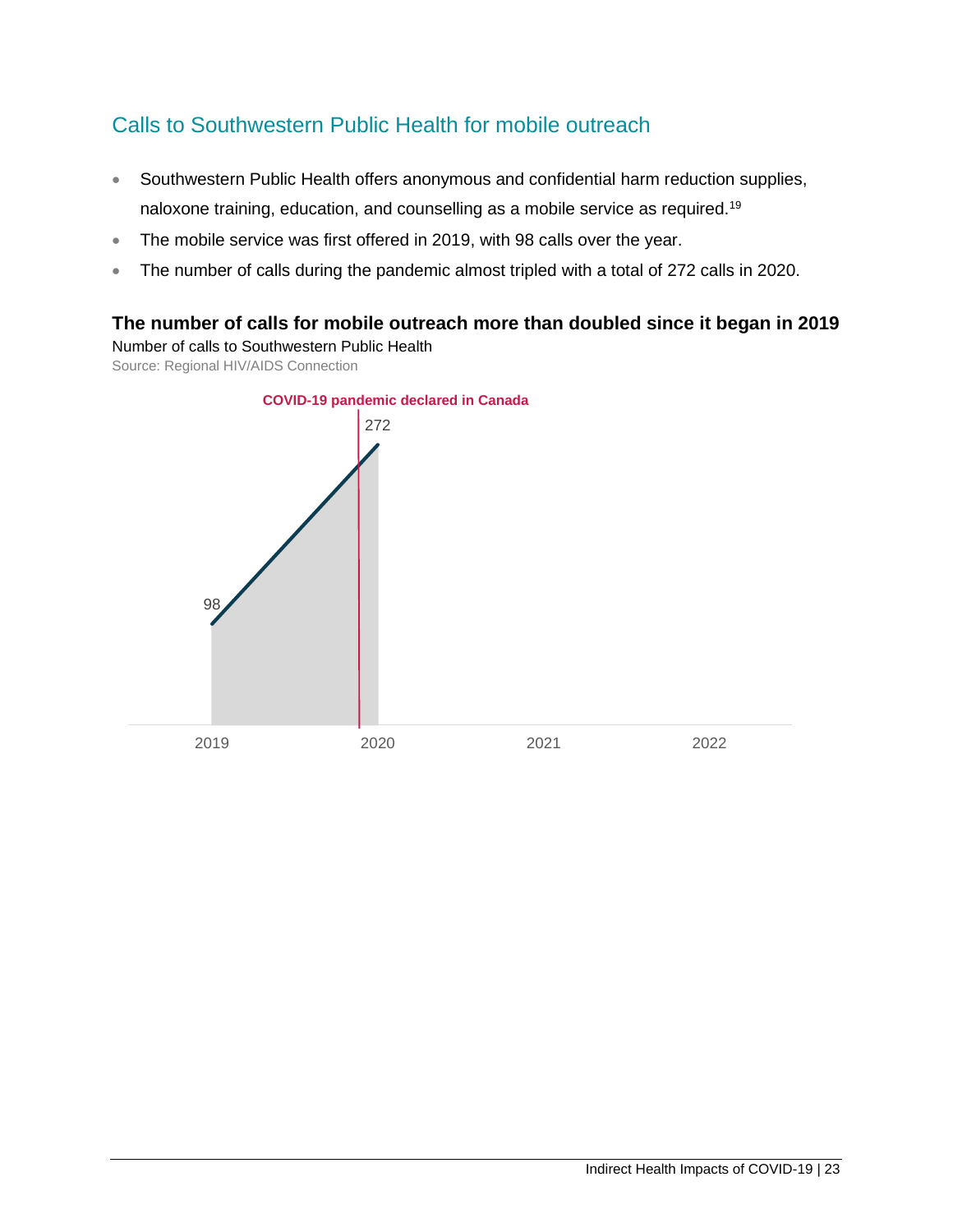## Calls to Southwestern Public Health for mobile outreach

- Southwestern Public Health offers anonymous and confidential harm reduction supplies, naloxone training, education, and counselling as a mobile service as required.[19]
- The mobile service was first offered in 2019, with 98 calls over the year.
- The number of calls during the pandemic almost tripled with a total of 272 calls in 2020.

**The number of calls for mobile outreach more than doubled since it began in 2019**

Number of calls to Southwestern Public Health

Source: Regional HIV/AIDS Connection

COVID-19 pandemic declared in Canada

| Year | Number of calls |
|---|---|
| 2019 | 98 |
| 2020 | 272 |
| 2021 | |
| 2022 | |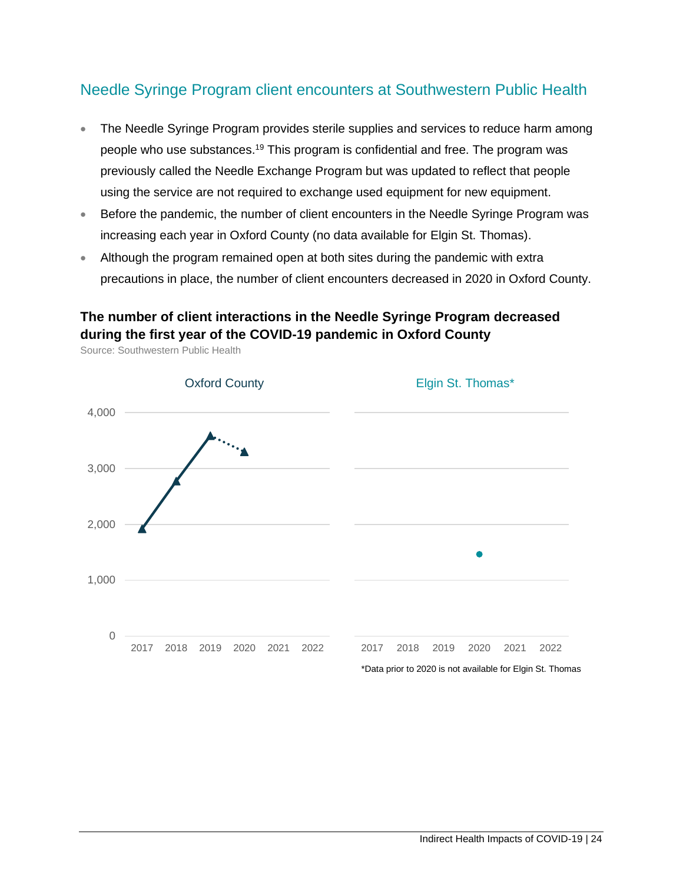## Needle Syringe Program client encounters at Southwestern Public Health

- The Needle Syringe Program provides sterile supplies and services to reduce harm among people who use substances.[19] This program is confidential and free. The program was previously called the Needle Exchange Program but was updated to reflect that people using the service are not required to exchange used equipment for new equipment.
- Before the pandemic, the number of client encounters in the Needle Syringe Program was increasing each year in Oxford County (no data available for Elgin St. Thomas).
- Although the program remained open at both sites during the pandemic with extra precautions in place, the number of client encounters decreased in 2020 in Oxford County.

**The number of client interactions in the Needle Syringe Program decreased during the first year of the COVID-19 pandemic in Oxford County**

Source: Southwestern Public Health

Oxford County

Elgin St. Thomas*

4,000
3,000
2,000
1,000
0

2017 2018 2019 2020 2021 2022

2017 2018 2019 2020 2021 2022

*Data prior to 2020 is not available for Elgin St. Thomas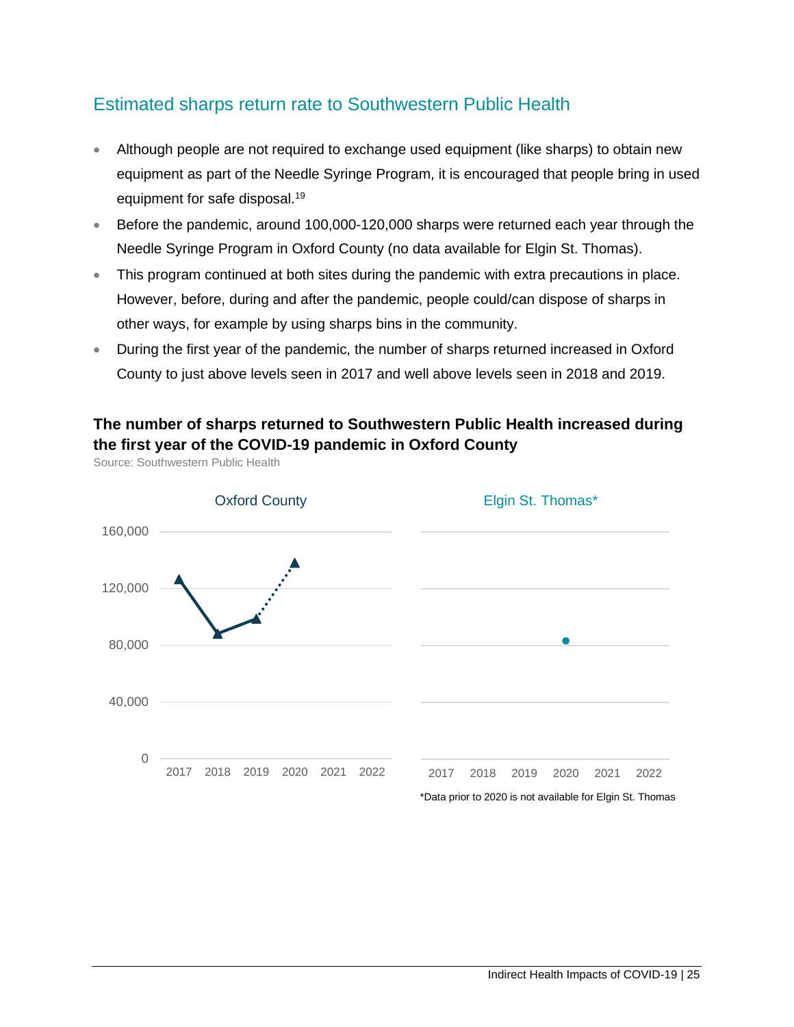## Estimated sharps return rate to Southwestern Public Health

- Although people are not required to exchange used equipment (like sharps) to obtain new equipment as part of the Needle Syringe Program, it is encouraged that people bring in used equipment for safe disposal.[19]
- Before the pandemic, around 100,000-120,000 sharps were returned each year through the Needle Syringe Program in Oxford County (no data available for Elgin St. Thomas).
- This program continued at both sites during the pandemic with extra precautions in place. However, before, during and after the pandemic, people could/can dispose of sharps in other ways, for example by using sharps bins in the community.
- During the first year of the pandemic, the number of sharps returned increased in Oxford County to just above levels seen in 2017 and well above levels seen in 2018 and 2019.

**The number of sharps returned to Southwestern Public Health increased during the first year of the COVID-19 pandemic in Oxford County**

Source: Southwestern Public Health

Oxford County

Elgin St. Thomas*

*Data prior to 2020 is not available for Elgin St. Thomas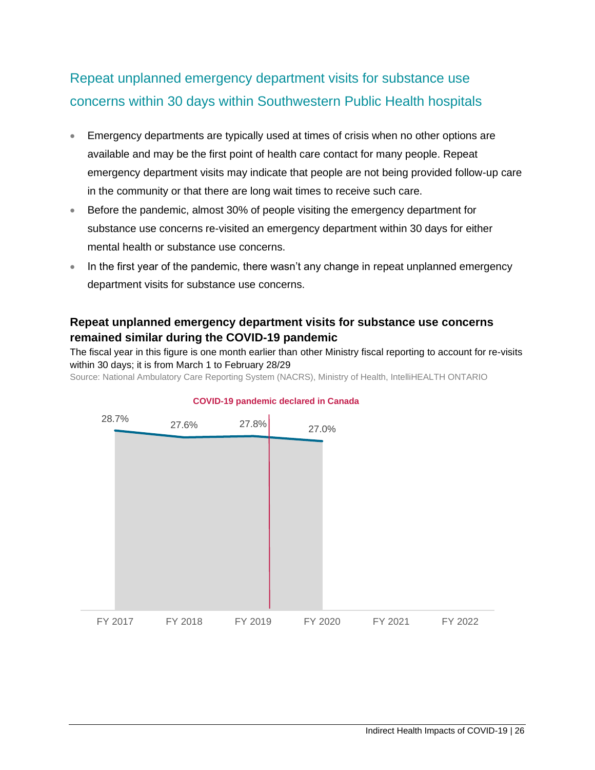## Repeat unplanned emergency department visits for substance use concerns within 30 days within Southwestern Public Health hospitals

- Emergency departments are typically used at times of crisis when no other options are available and may be the first point of health care contact for many people. Repeat emergency department visits may indicate that people are not being provided follow-up care in the community or that there are long wait times to receive such care.
- Before the pandemic, almost 30% of people visiting the emergency department for substance use concerns re-visited an emergency department within 30 days for either mental health or substance use concerns.
- In the first year of the pandemic, there wasn't any change in repeat unplanned emergency department visits for substance use concerns.

**Repeat unplanned emergency department visits for substance use concerns remained similar during the COVID-19 pandemic**

The fiscal year in this figure is one month earlier than other Ministry fiscal reporting to account for re-visits within 30 days; it is from March 1 to February 28/29

Source: National Ambulatory Care Reporting System (NACRS), Ministry of Health, IntelliHEALTH ONTARIO

COVID-19 pandemic declared in Canada

| FY 2017 | FY 2018 | FY 2019 | FY 2020 | FY 2021 | FY 2022 |
|---|---|---|---|---|---|
| 28.7% | 27.6% | 27.8% | 27.0% | | |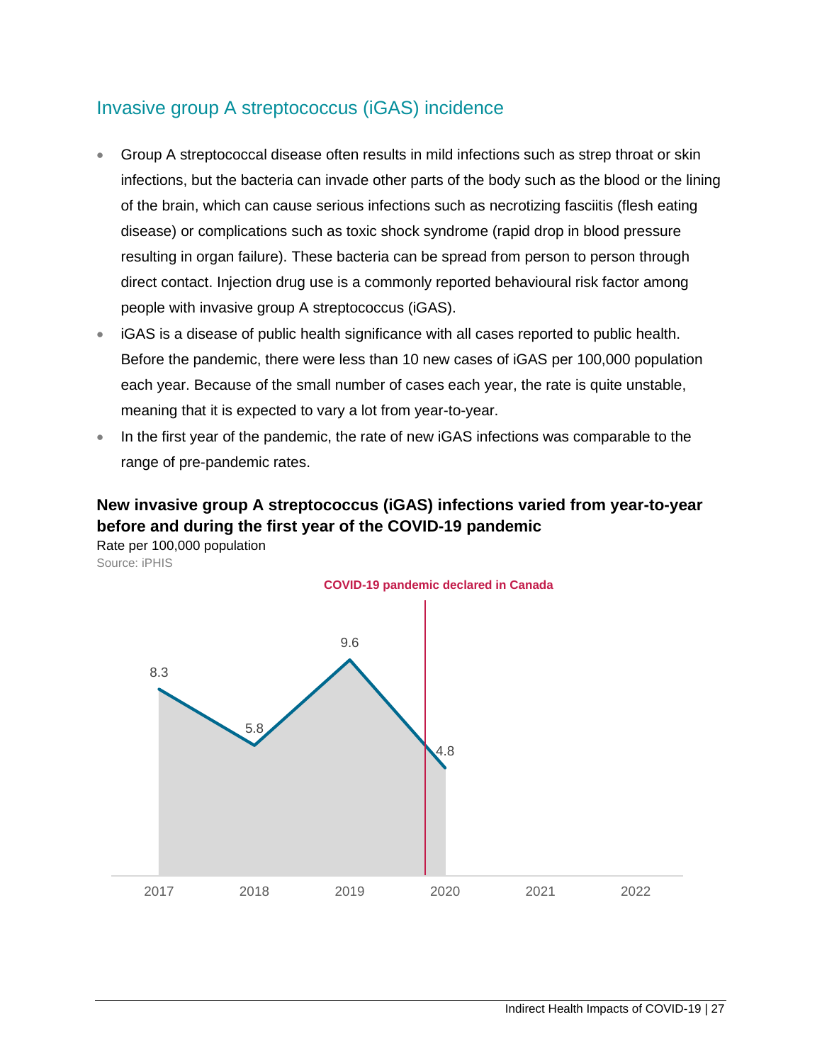## Invasive group A streptococcus (iGAS) incidence

- Group A streptococcal disease often results in mild infections such as strep throat or skin infections, but the bacteria can invade other parts of the body such as the blood or the lining of the brain, which can cause serious infections such as necrotizing fasciitis (flesh eating disease) or complications such as toxic shock syndrome (rapid drop in blood pressure resulting in organ failure). These bacteria can be spread from person to person through direct contact. Injection drug use is a commonly reported behavioural risk factor among people with invasive group A streptococcus (iGAS).
- iGAS is a disease of public health significance with all cases reported to public health. Before the pandemic, there were less than 10 new cases of iGAS per 100,000 population each year. Because of the small number of cases each year, the rate is quite unstable, meaning that it is expected to vary a lot from year-to-year.
- In the first year of the pandemic, the rate of new iGAS infections was comparable to the range of pre-pandemic rates.

**New invasive group A streptococcus (iGAS) infections varied from year-to-year before and during the first year of the COVID-19 pandemic**

Rate per 100,000 population

Source: iPHIS

COVID-19 pandemic declared in Canada

| Year | Rate |
|---|---|
| 2017 | 8.3 |
| 2018 | 5.8 |
| 2019 | 9.6 |
| 2020 | 4.8 |
| 2021 | |
| 2022 | |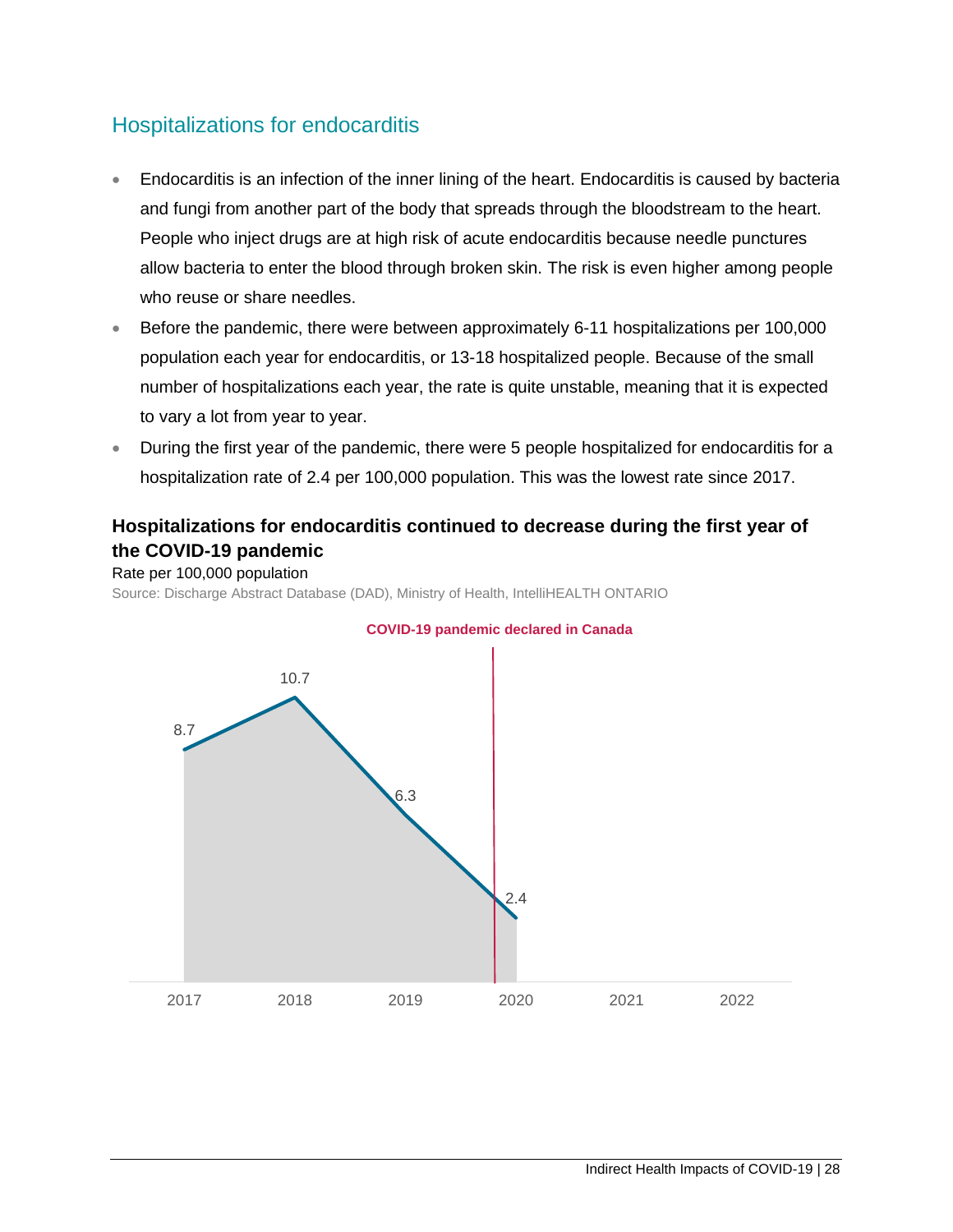## Hospitalizations for endocarditis

- Endocarditis is an infection of the inner lining of the heart. Endocarditis is caused by bacteria and fungi from another part of the body that spreads through the bloodstream to the heart. People who inject drugs are at high risk of acute endocarditis because needle punctures allow bacteria to enter the blood through broken skin. The risk is even higher among people who reuse or share needles.
- Before the pandemic, there were between approximately 6-11 hospitalizations per 100,000 population each year for endocarditis, or 13-18 hospitalized people. Because of the small number of hospitalizations each year, the rate is quite unstable, meaning that it is expected to vary a lot from year to year.
- During the first year of the pandemic, there were 5 people hospitalized for endocarditis for a hospitalization rate of 2.4 per 100,000 population. This was the lowest rate since 2017.

### Hospitalizations for endocarditis continued to decrease during the first year of the COVID-19 pandemic

Rate per 100,000 population

Source: Discharge Abstract Database (DAD), Ministry of Health, IntelliHEALTH ONTARIO

COVID-19 pandemic declared in Canada

| Year | Rate per 100,000 population |
|---|---|
| 2017 | 8.7 |
| 2018 | 10.7 |
| 2019 | 6.3 |
| 2020 | 2.4 |
| 2021 | |
| 2022 | |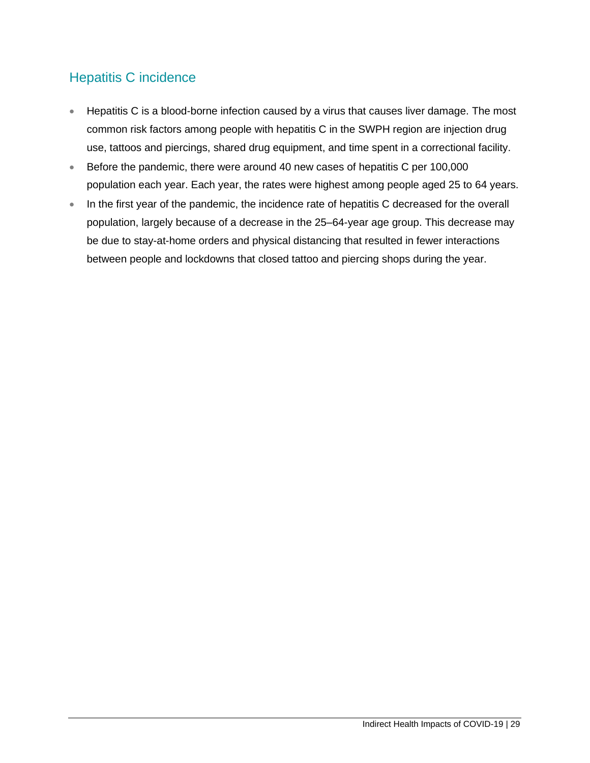## Hepatitis C incidence

- Hepatitis C is a blood-borne infection caused by a virus that causes liver damage. The most common risk factors among people with hepatitis C in the SWPH region are injection drug use, tattoos and piercings, shared drug equipment, and time spent in a correctional facility.
- Before the pandemic, there were around 40 new cases of hepatitis C per 100,000 population each year. Each year, the rates were highest among people aged 25 to 64 years.
- In the first year of the pandemic, the incidence rate of hepatitis C decreased for the overall population, largely because of a decrease in the 25–64-year age group. This decrease may be due to stay-at-home orders and physical distancing that resulted in fewer interactions between people and lockdowns that closed tattoo and piercing shops during the year.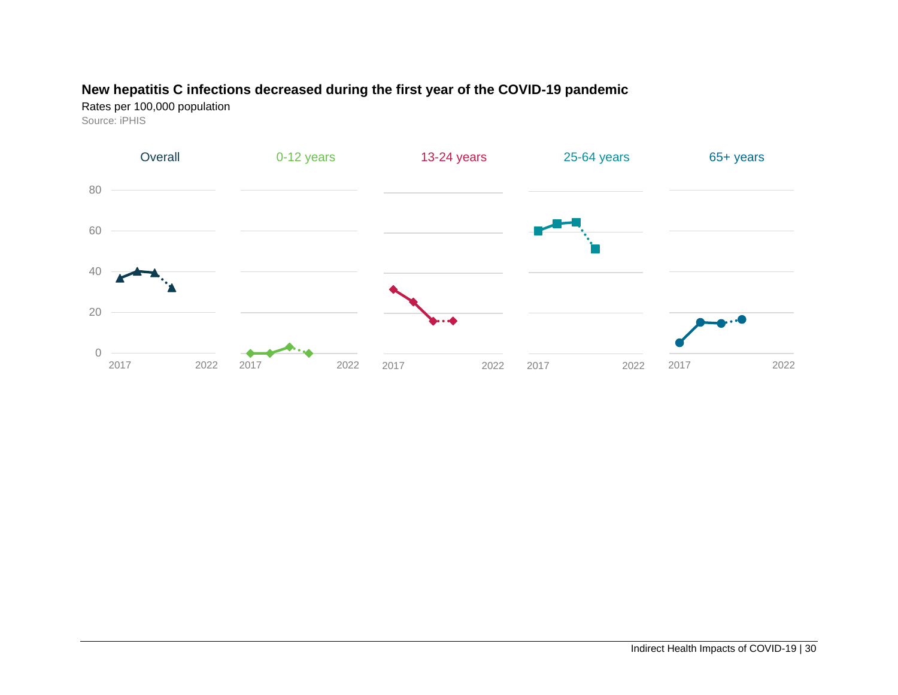**New hepatitis C infections decreased during the first year of the COVID-19 pandemic**

Rates per 100,000 population

Source: iPHIS

Overall | 0-12 years | 13-24 years | 25-64 years | 65+ years

80
60
40
20
0

2017 2022 | 2017 2022 | 2017 2022 | 2017 2022 | 2017 2022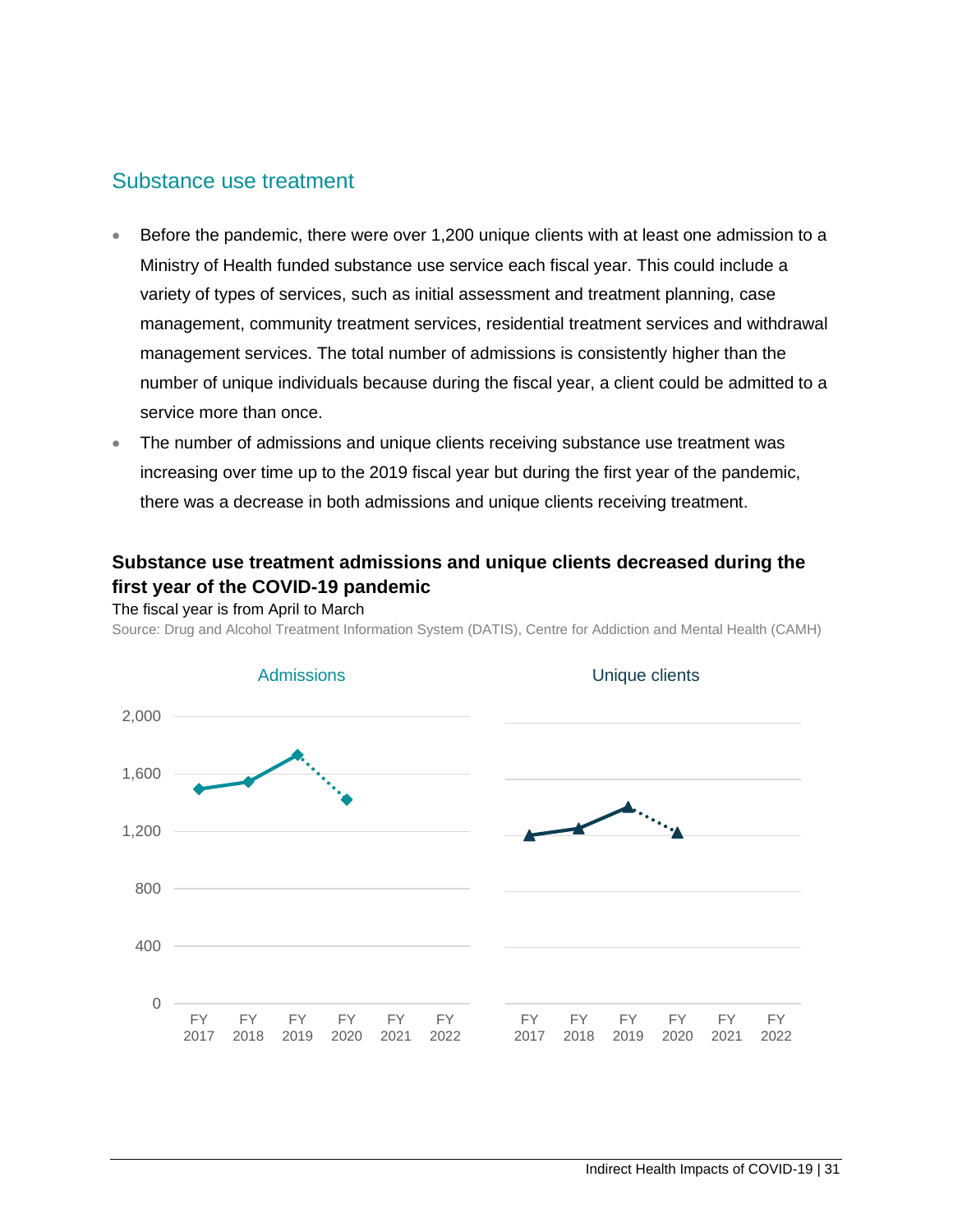## Substance use treatment

- Before the pandemic, there were over 1,200 unique clients with at least one admission to a Ministry of Health funded substance use service each fiscal year. This could include a variety of types of services, such as initial assessment and treatment planning, case management, community treatment services, residential treatment services and withdrawal management services. The total number of admissions is consistently higher than the number of unique individuals because during the fiscal year, a client could be admitted to a service more than once.
- The number of admissions and unique clients receiving substance use treatment was increasing over time up to the 2019 fiscal year but during the first year of the pandemic, there was a decrease in both admissions and unique clients receiving treatment.

**Substance use treatment admissions and unique clients decreased during the first year of the COVID-19 pandemic**

The fiscal year is from April to March

Source: Drug and Alcohol Treatment Information System (DATIS), Centre for Addiction and Mental Health (CAMH)

Admissions

2,000
1,600
1,200
800
400
0

FY 2017 FY 2018 FY 2019 FY 2020 FY 2021 FY 2022

Unique clients

FY 2017 FY 2018 FY 2019 FY 2020 FY 2021 FY 2022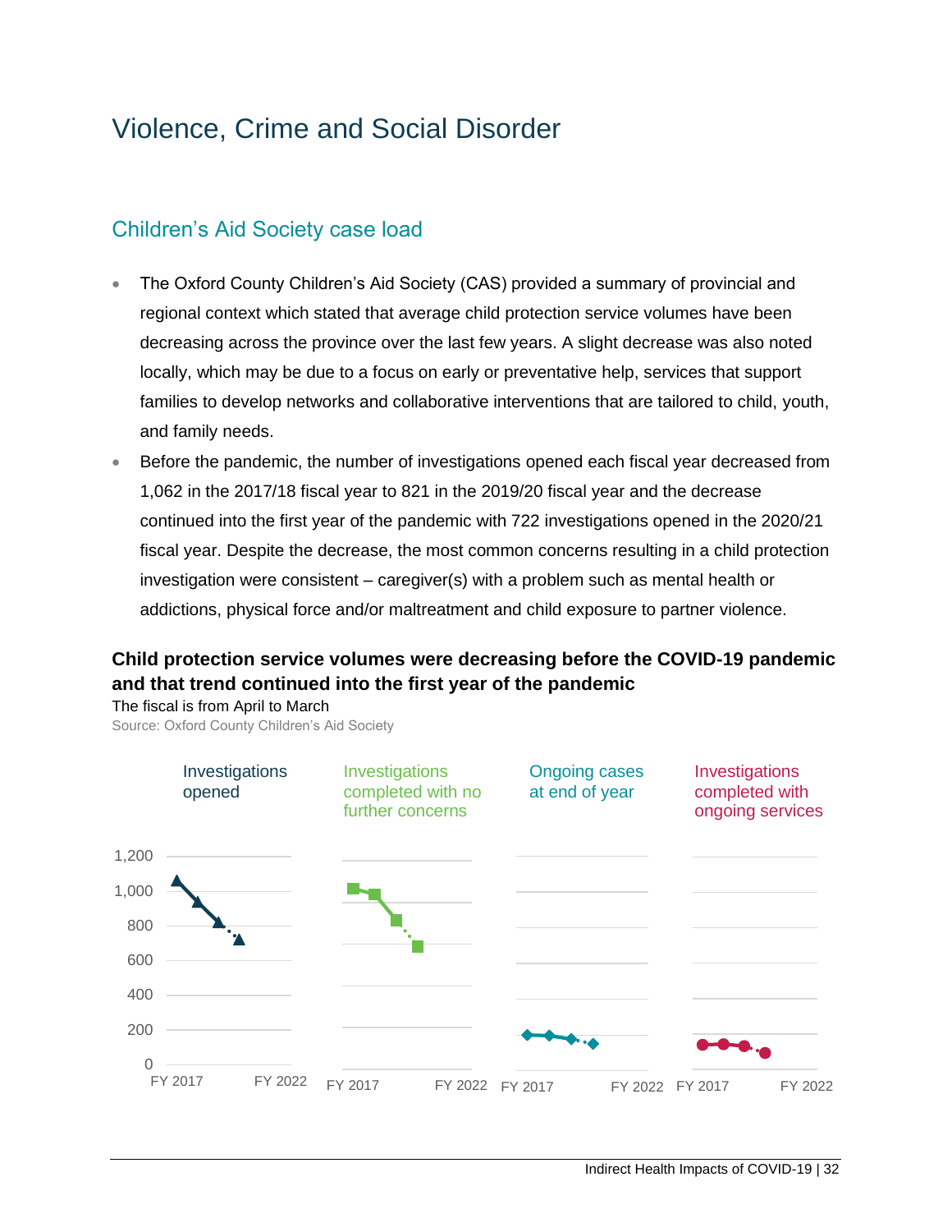# Violence, Crime and Social Disorder

## Children's Aid Society case load

- The Oxford County Children's Aid Society (CAS) provided a summary of provincial and regional context which stated that average child protection service volumes have been decreasing across the province over the last few years. A slight decrease was also noted locally, which may be due to a focus on early or preventative help, services that support families to develop networks and collaborative interventions that are tailored to child, youth, and family needs.
- Before the pandemic, the number of investigations opened each fiscal year decreased from 1,062 in the 2017/18 fiscal year to 821 in the 2019/20 fiscal year and the decrease continued into the first year of the pandemic with 722 investigations opened in the 2020/21 fiscal year. Despite the decrease, the most common concerns resulting in a child protection investigation were consistent – caregiver(s) with a problem such as mental health or addictions, physical force and/or maltreatment and child exposure to partner violence.

**Child protection service volumes were decreasing before the COVID-19 pandemic and that trend continued into the first year of the pandemic**

The fiscal is from April to March

Source: Oxford County Children's Aid Society

Investigations opened | Investigations completed with no further concerns | Ongoing cases at end of year | Investigations completed with ongoing services

1,200 | 1,000 | 800 | 600 | 400 | 200 | 0

FY 2017 | FY 2022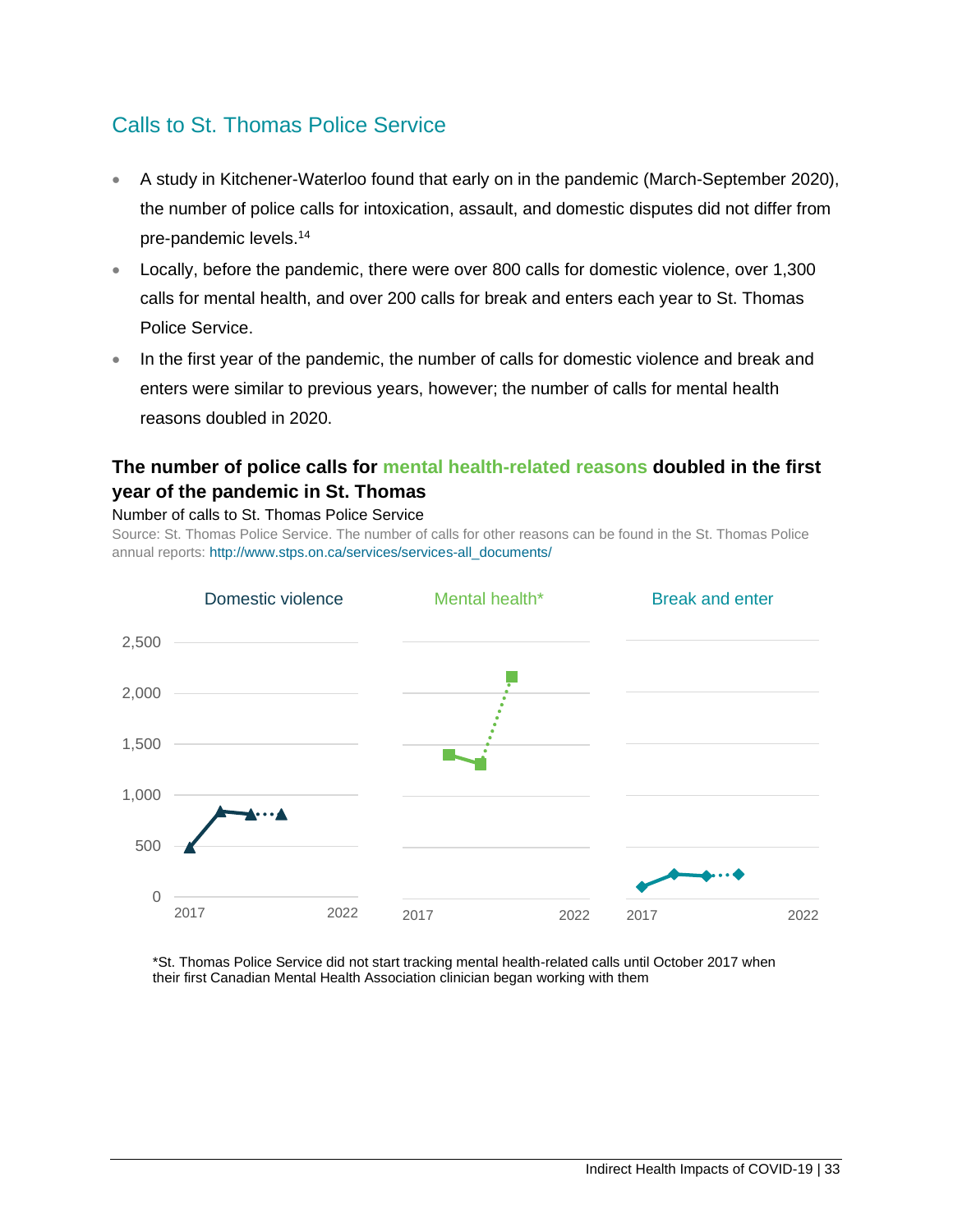## Calls to St. Thomas Police Service

- A study in Kitchener-Waterloo found that early on in the pandemic (March-September 2020), the number of police calls for intoxication, assault, and domestic disputes did not differ from pre-pandemic levels.[14]
- Locally, before the pandemic, there were over 800 calls for domestic violence, over 1,300 calls for mental health, and over 200 calls for break and enters each year to St. Thomas Police Service.
- In the first year of the pandemic, the number of calls for domestic violence and break and enters were similar to previous years, however; the number of calls for mental health reasons doubled in 2020.

**The number of police calls for mental health-related reasons doubled in the first year of the pandemic in St. Thomas**

Number of calls to St. Thomas Police Service

Source: St. Thomas Police Service. The number of calls for other reasons can be found in the St. Thomas Police annual reports: http://www.stps.on.ca/services/services-all_documents/

Domestic violence

Mental health*

Break and enter

2,500

2,000

1,500

1,000

500

0

2017 2022

*St. Thomas Police Service did not start tracking mental health-related calls until October 2017 when their first Canadian Mental Health Association clinician began working with them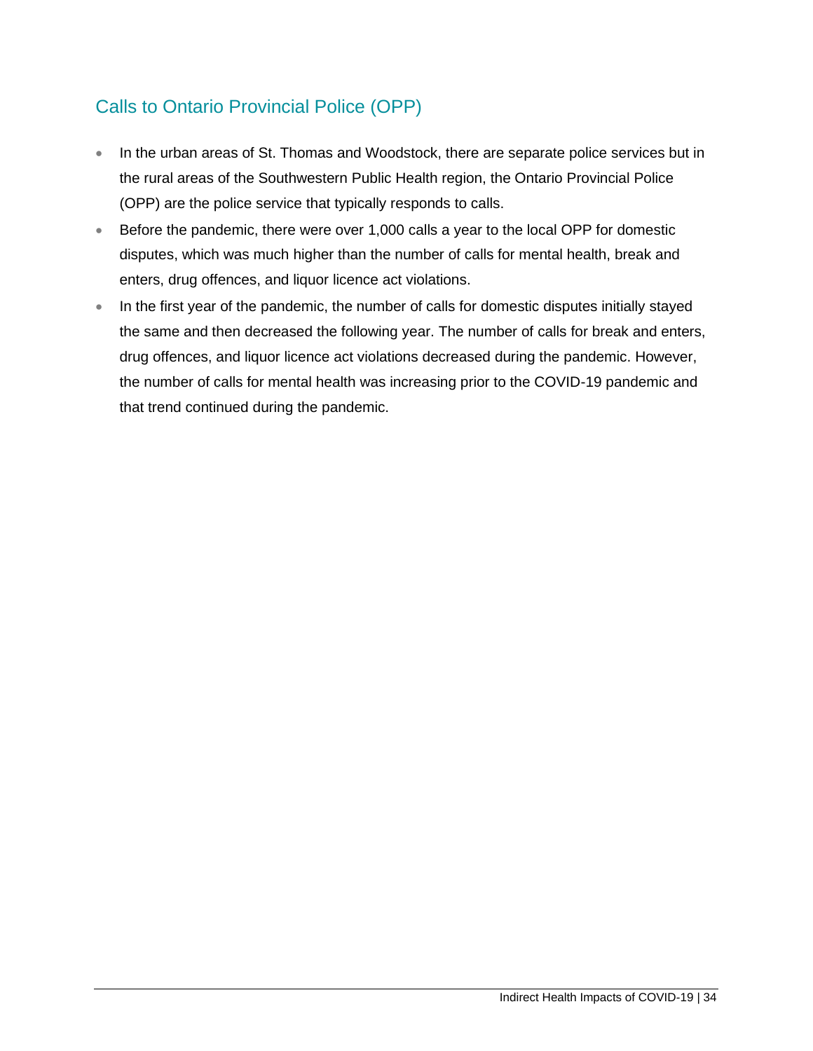## Calls to Ontario Provincial Police (OPP)

- In the urban areas of St. Thomas and Woodstock, there are separate police services but in the rural areas of the Southwestern Public Health region, the Ontario Provincial Police (OPP) are the police service that typically responds to calls.
- Before the pandemic, there were over 1,000 calls a year to the local OPP for domestic disputes, which was much higher than the number of calls for mental health, break and enters, drug offences, and liquor licence act violations.
- In the first year of the pandemic, the number of calls for domestic disputes initially stayed the same and then decreased the following year. The number of calls for break and enters, drug offences, and liquor licence act violations decreased during the pandemic. However, the number of calls for mental health was increasing prior to the COVID-19 pandemic and that trend continued during the pandemic.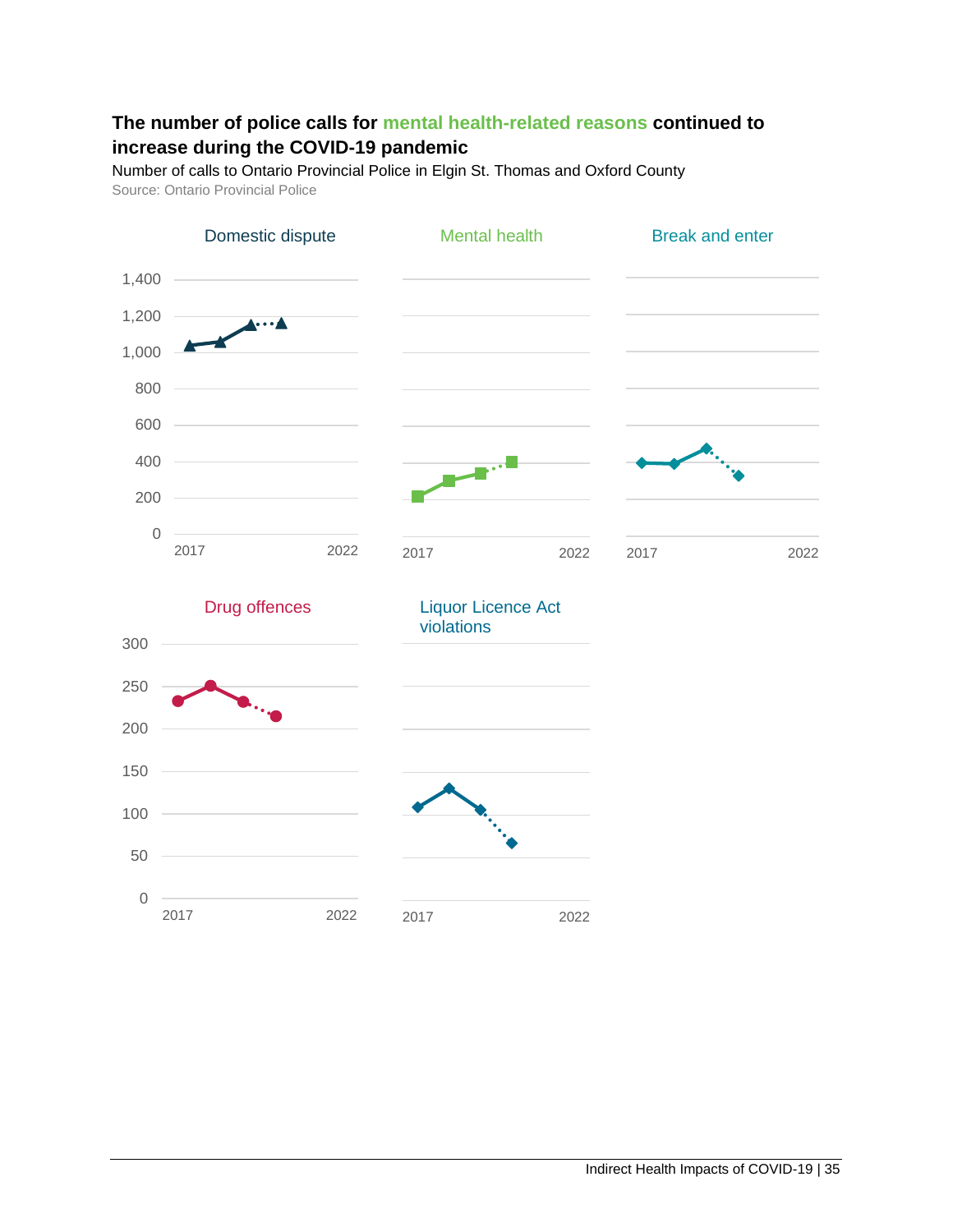**The number of police calls for mental health-related reasons continued to increase during the COVID-19 pandemic**

Number of calls to Ontario Provincial Police in Elgin St. Thomas and Oxford County

Source: Ontario Provincial Police

Domestic dispute

Mental health

Break and enter

1,400
1,200
1,000
800
600
400
200
0

2017 2022

Drug offences

Liquor Licence Act violations

300
250
200
150
100
50
0

2017 2022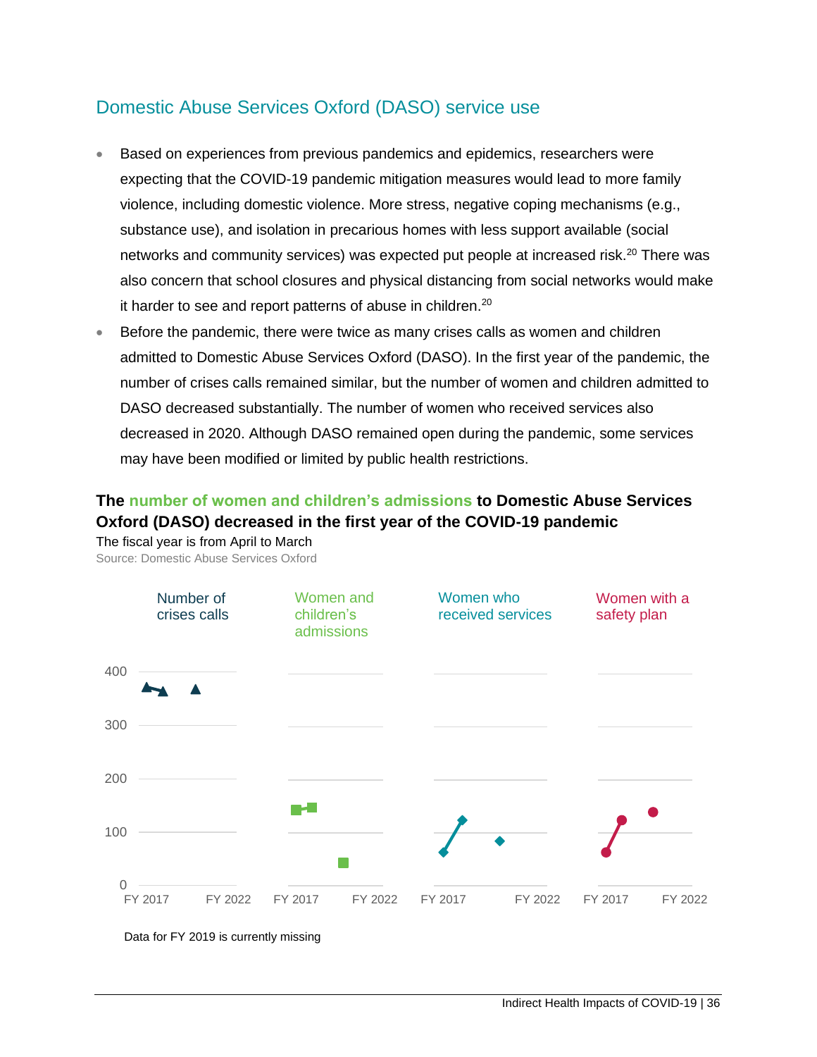## Domestic Abuse Services Oxford (DASO) service use

- Based on experiences from previous pandemics and epidemics, researchers were expecting that the COVID-19 pandemic mitigation measures would lead to more family violence, including domestic violence. More stress, negative coping mechanisms (e.g., substance use), and isolation in precarious homes with less support available (social networks and community services) was expected put people at increased risk.[20] There was also concern that school closures and physical distancing from social networks would make it harder to see and report patterns of abuse in children.[20]
- Before the pandemic, there were twice as many crises calls as women and children admitted to Domestic Abuse Services Oxford (DASO). In the first year of the pandemic, the number of crises calls remained similar, but the number of women and children admitted to DASO decreased substantially. The number of women who received services also decreased in 2020. Although DASO remained open during the pandemic, some services may have been modified or limited by public health restrictions.

**The number of women and children's admissions to Domestic Abuse Services Oxford (DASO) decreased in the first year of the COVID-19 pandemic**

The fiscal year is from April to March

Source: Domestic Abuse Services Oxford

Number of crises calls | Women and children's admissions | Women who received services | Women with a safety plan

400
300
200
100
0

FY 2017 FY 2022 FY 2017 FY 2022 FY 2017 FY 2022 FY 2017 FY 2022

Data for FY 2019 is currently missing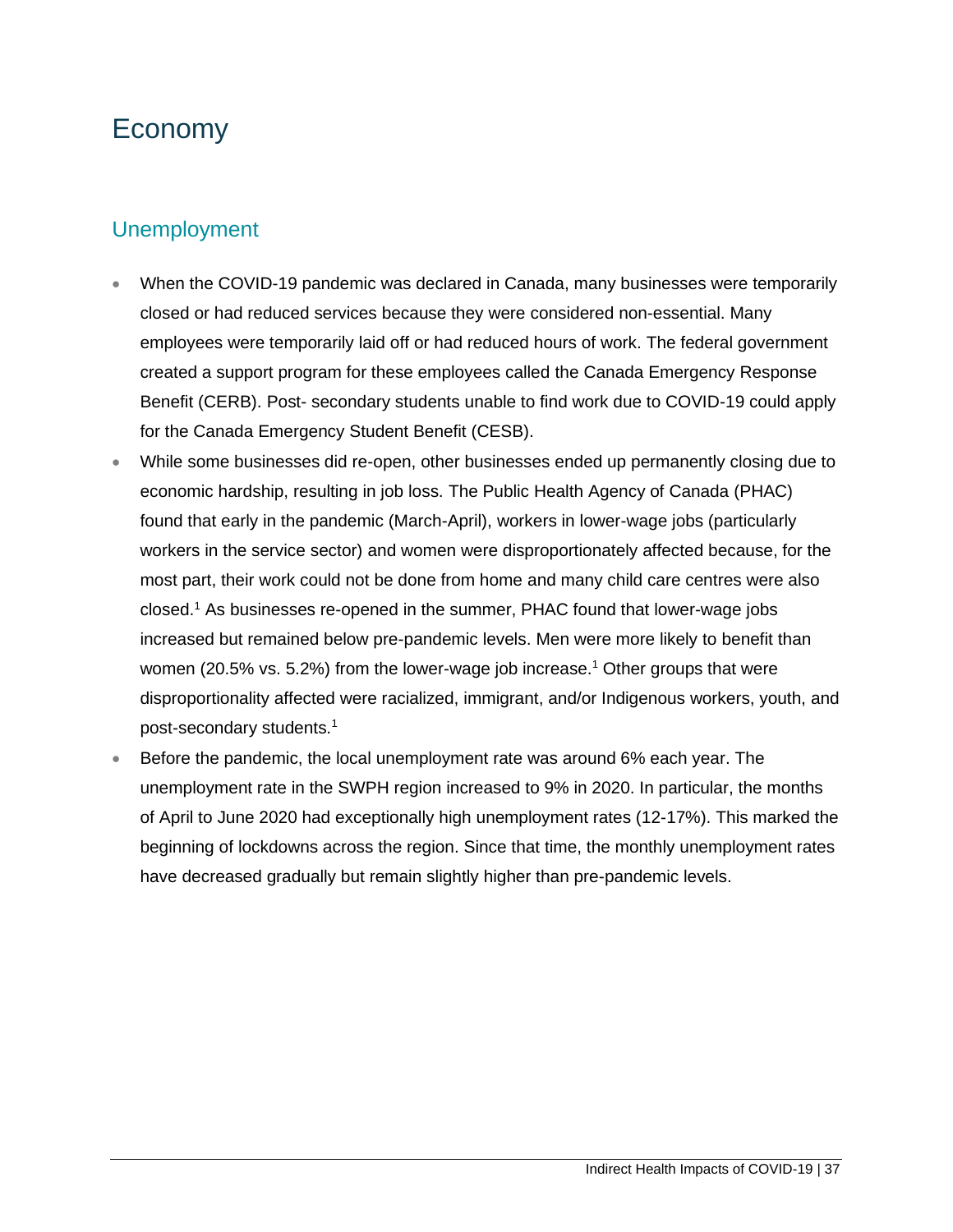# Economy

## Unemployment

- When the COVID-19 pandemic was declared in Canada, many businesses were temporarily closed or had reduced services because they were considered non-essential. Many employees were temporarily laid off or had reduced hours of work. The federal government created a support program for these employees called the Canada Emergency Response Benefit (CERB). Post- secondary students unable to find work due to COVID-19 could apply for the Canada Emergency Student Benefit (CESB).
- While some businesses did re-open, other businesses ended up permanently closing due to economic hardship, resulting in job loss. The Public Health Agency of Canada (PHAC) found that early in the pandemic (March-April), workers in lower-wage jobs (particularly workers in the service sector) and women were disproportionately affected because, for the most part, their work could not be done from home and many child care centres were also closed.[1] As businesses re-opened in the summer, PHAC found that lower-wage jobs increased but remained below pre-pandemic levels. Men were more likely to benefit than women (20.5% vs. 5.2%) from the lower-wage job increase.[1] Other groups that were disproportionality affected were racialized, immigrant, and/or Indigenous workers, youth, and post-secondary students.[1]
- Before the pandemic, the local unemployment rate was around 6% each year. The unemployment rate in the SWPH region increased to 9% in 2020. In particular, the months of April to June 2020 had exceptionally high unemployment rates (12-17%). This marked the beginning of lockdowns across the region. Since that time, the monthly unemployment rates have decreased gradually but remain slightly higher than pre-pandemic levels.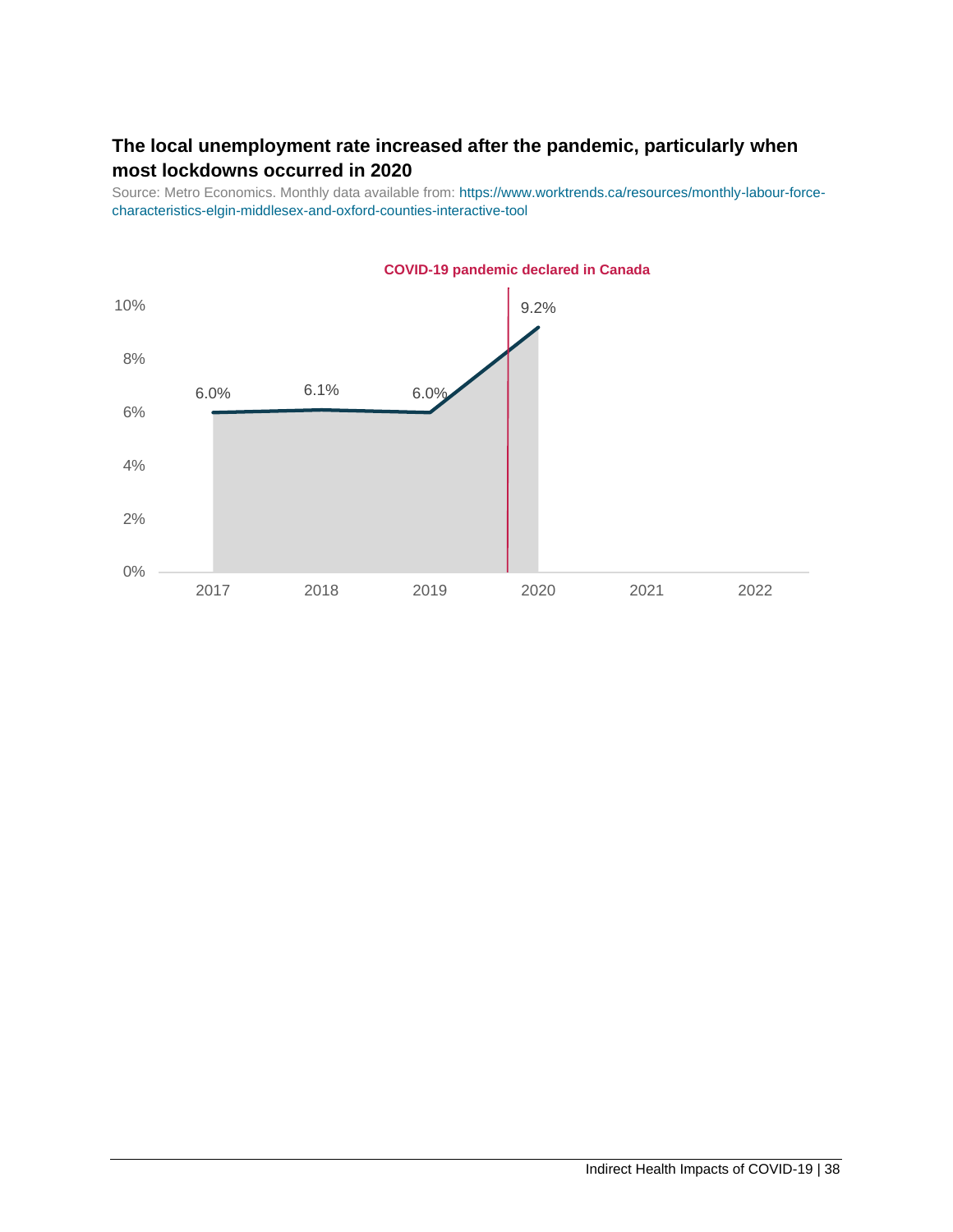**The local unemployment rate increased after the pandemic, particularly when most lockdowns occurred in 2020**

Source: Metro Economics. Monthly data available from: https://www.worktrends.ca/resources/monthly-labour-force-characteristics-elgin-middlesex-and-oxford-counties-interactive-tool

COVID-19 pandemic declared in Canada

| Year | Unemployment rate |
|---|---|
| 2017 | 6.0% |
| 2018 | 6.1% |
| 2019 | 6.0% |
| 2020 | 9.2% |
| 2021 | |
| 2022 | |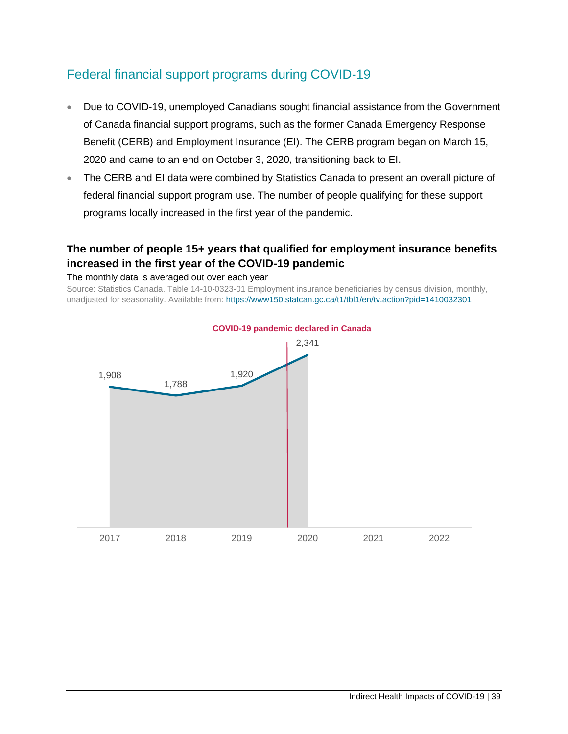## Federal financial support programs during COVID-19

- Due to COVID-19, unemployed Canadians sought financial assistance from the Government of Canada financial support programs, such as the former Canada Emergency Response Benefit (CERB) and Employment Insurance (EI). The CERB program began on March 15, 2020 and came to an end on October 3, 2020, transitioning back to EI.
- The CERB and EI data were combined by Statistics Canada to present an overall picture of federal financial support program use. The number of people qualifying for these support programs locally increased in the first year of the pandemic.

### The number of people 15+ years that qualified for employment insurance benefits increased in the first year of the COVID-19 pandemic

The monthly data is averaged out over each year

Source: Statistics Canada. Table 14-10-0323-01 Employment insurance beneficiaries by census division, monthly, unadjusted for seasonality. Available from: https://www150.statcan.gc.ca/t1/tbl1/en/tv.action?pid=1410032301

COVID-19 pandemic declared in Canada

| Year | Number |
|---|---|
| 2017 | 1,908 |
| 2018 | 1,788 |
| 2019 | 1,920 |
| 2020 | 2,341 |
| 2021 | |
| 2022 | |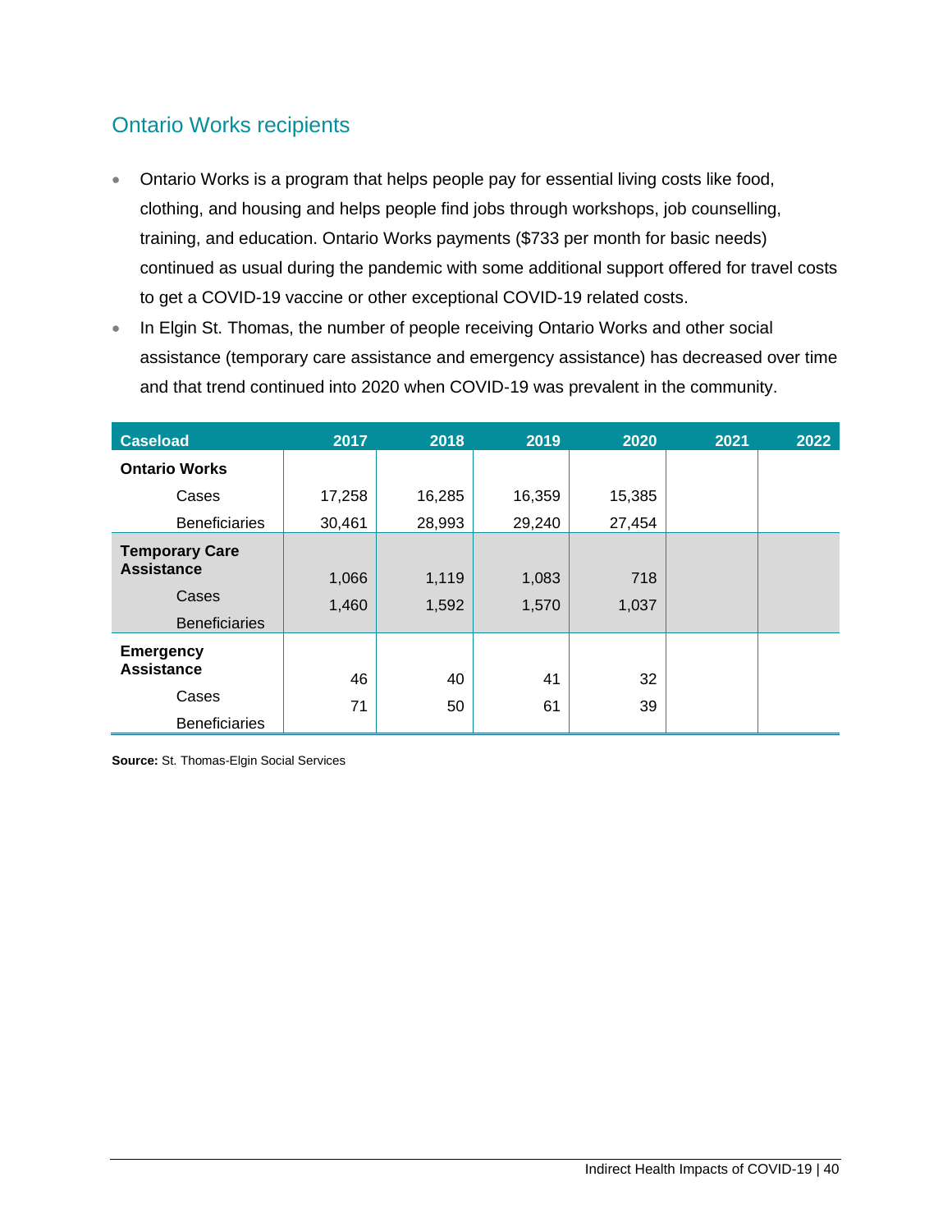## Ontario Works recipients

- Ontario Works is a program that helps people pay for essential living costs like food, clothing, and housing and helps people find jobs through workshops, job counselling, training, and education. Ontario Works payments ($733 per month for basic needs) continued as usual during the pandemic with some additional support offered for travel costs to get a COVID-19 vaccine or other exceptional COVID-19 related costs.
- In Elgin St. Thomas, the number of people receiving Ontario Works and other social assistance (temporary care assistance and emergency assistance) has decreased over time and that trend continued into 2020 when COVID-19 was prevalent in the community.

| Caseload | 2017 | 2018 | 2019 | 2020 | 2021 | 2022 |
|---|---|---|---|---|---|---|
| **Ontario Works** | | | | | | |
| Cases | 17,258 | 16,285 | 16,359 | 15,385 | | |
| Beneficiaries | 30,461 | 28,993 | 29,240 | 27,454 | | |
| **Temporary Care Assistance** | | | | | | |
| Cases | 1,066 | 1,119 | 1,083 | 718 | | |
| Beneficiaries | 1,460 | 1,592 | 1,570 | 1,037 | | |
| **Emergency Assistance** | | | | | | |
| Cases | 46 | 40 | 41 | 32 | | |
| Beneficiaries | 71 | 50 | 61 | 39 | | |

**Source:** St. Thomas-Elgin Social Services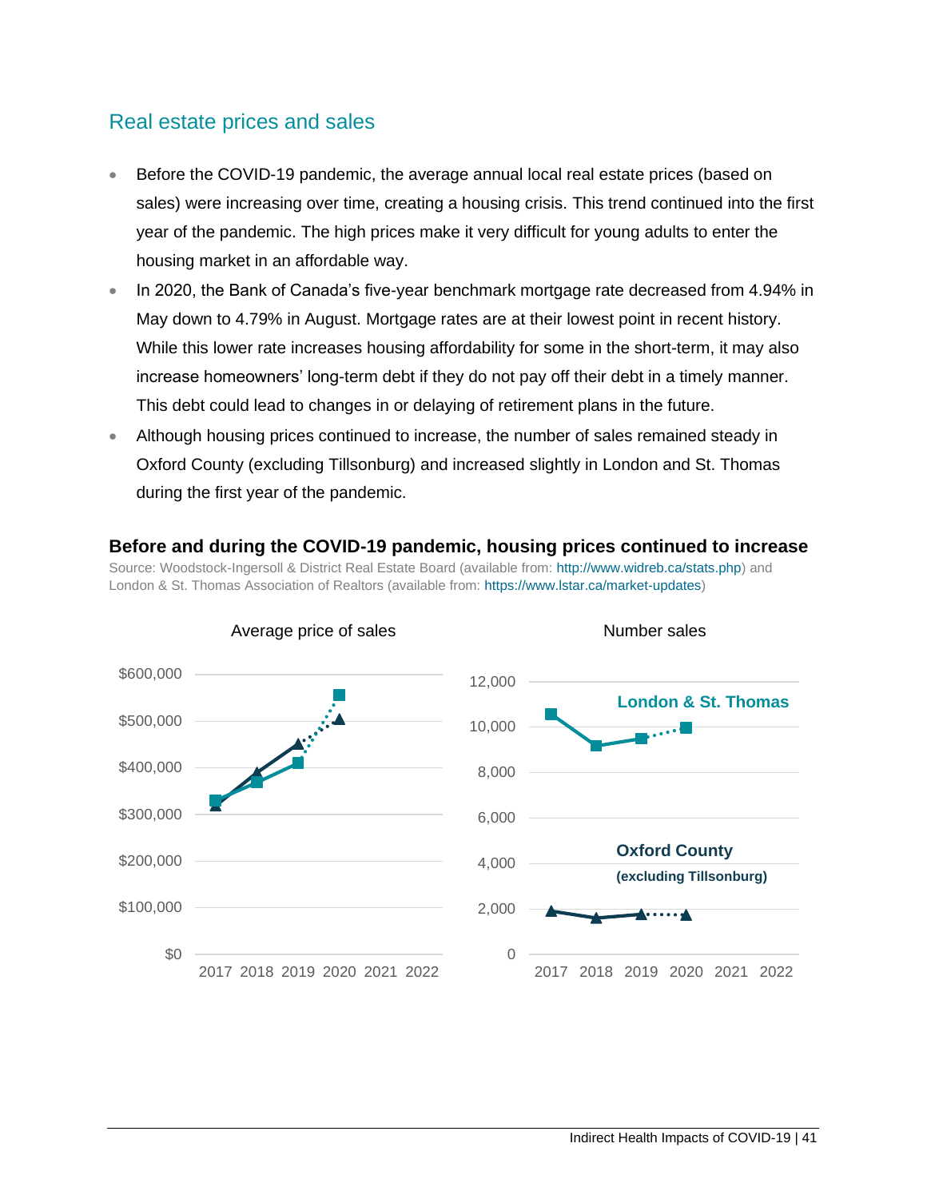## Real estate prices and sales

- Before the COVID-19 pandemic, the average annual local real estate prices (based on sales) were increasing over time, creating a housing crisis. This trend continued into the first year of the pandemic. The high prices make it very difficult for young adults to enter the housing market in an affordable way.
- In 2020, the Bank of Canada's five-year benchmark mortgage rate decreased from 4.94% in May down to 4.79% in August. Mortgage rates are at their lowest point in recent history. While this lower rate increases housing affordability for some in the short-term, it may also increase homeowners' long-term debt if they do not pay off their debt in a timely manner. This debt could lead to changes in or delaying of retirement plans in the future.
- Although housing prices continued to increase, the number of sales remained steady in Oxford County (excluding Tillsonburg) and increased slightly in London and St. Thomas during the first year of the pandemic.

**Before and during the COVID-19 pandemic, housing prices continued to increase**

Source: Woodstock-Ingersoll & District Real Estate Board (available from: http://www.widreb.ca/stats.php) and London & St. Thomas Association of Realtors (available from: https://www.lstar.ca/market-updates)

Average price of sales

$600,000
$500,000
$400,000
$300,000
$200,000
$100,000
$0

2017 2018 2019 2020 2021 2022

Number sales

12,000
10,000
8,000
6,000
4,000
2,000
0

London & St. Thomas

Oxford County (excluding Tillsonburg)

2017 2018 2019 2020 2021 2022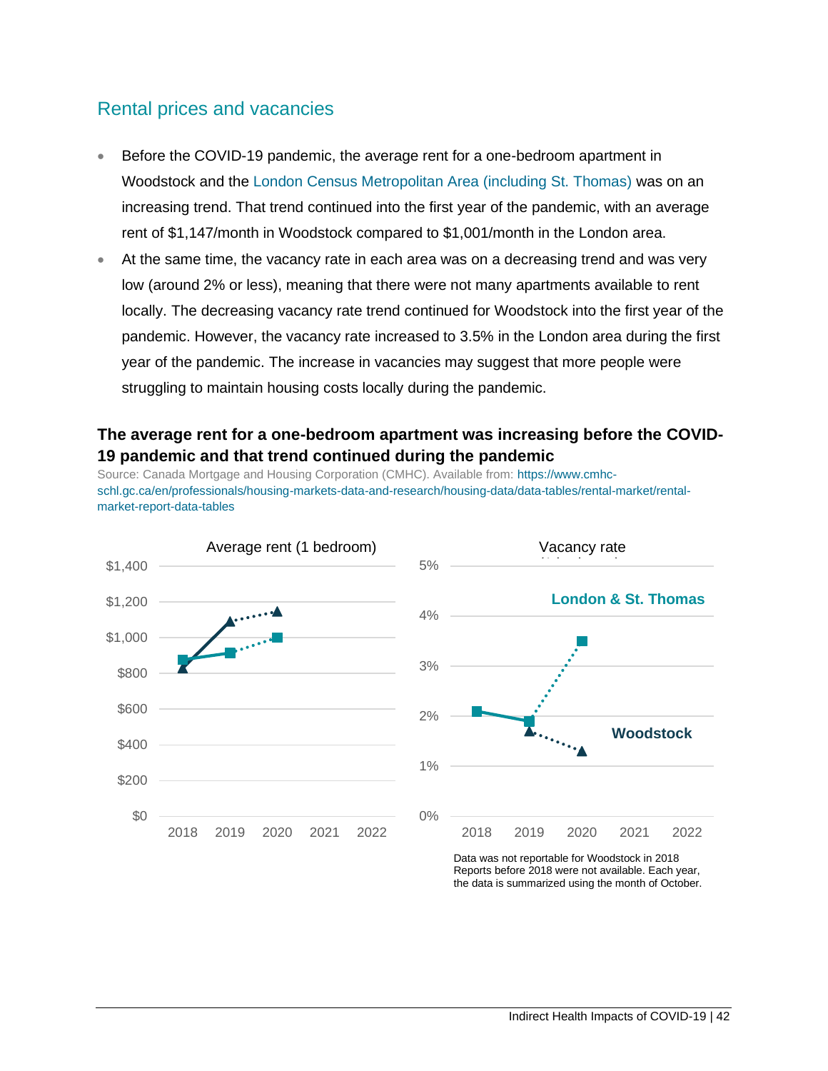## Rental prices and vacancies

- Before the COVID-19 pandemic, the average rent for a one-bedroom apartment in Woodstock and the London Census Metropolitan Area (including St. Thomas) was on an increasing trend. That trend continued into the first year of the pandemic, with an average rent of $1,147/month in Woodstock compared to $1,001/month in the London area.
- At the same time, the vacancy rate in each area was on a decreasing trend and was very low (around 2% or less), meaning that there were not many apartments available to rent locally. The decreasing vacancy rate trend continued for Woodstock into the first year of the pandemic. However, the vacancy rate increased to 3.5% in the London area during the first year of the pandemic. The increase in vacancies may suggest that more people were struggling to maintain housing costs locally during the pandemic.

### The average rent for a one-bedroom apartment was increasing before the COVID-19 pandemic and that trend continued during the pandemic

Source: Canada Mortgage and Housing Corporation (CMHC). Available from: https://www.cmhc-schl.gc.ca/en/professionals/housing-markets-data-and-research/housing-data/data-tables/rental-market/rental-market-report-data-tables

Average rent (1 bedroom)

Vacancy rate

London & St. Thomas

Woodstock

Data was not reportable for Woodstock in 2018
Reports before 2018 were not available. Each year, the data is summarized using the month of October.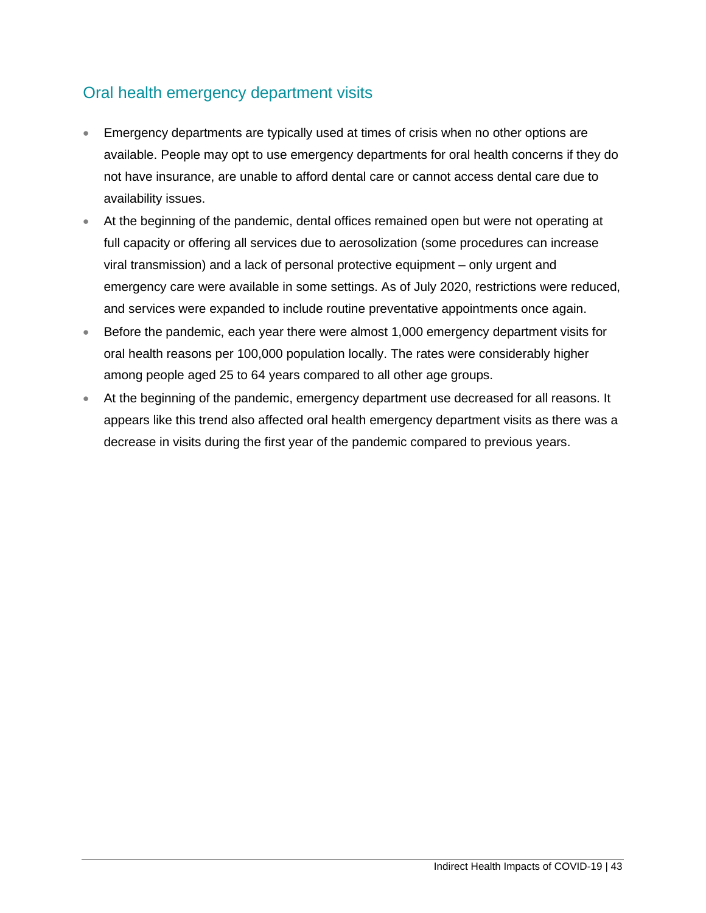## Oral health emergency department visits

- Emergency departments are typically used at times of crisis when no other options are available. People may opt to use emergency departments for oral health concerns if they do not have insurance, are unable to afford dental care or cannot access dental care due to availability issues.
- At the beginning of the pandemic, dental offices remained open but were not operating at full capacity or offering all services due to aerosolization (some procedures can increase viral transmission) and a lack of personal protective equipment – only urgent and emergency care were available in some settings. As of July 2020, restrictions were reduced, and services were expanded to include routine preventative appointments once again.
- Before the pandemic, each year there were almost 1,000 emergency department visits for oral health reasons per 100,000 population locally. The rates were considerably higher among people aged 25 to 64 years compared to all other age groups.
- At the beginning of the pandemic, emergency department use decreased for all reasons. It appears like this trend also affected oral health emergency department visits as there was a decrease in visits during the first year of the pandemic compared to previous years.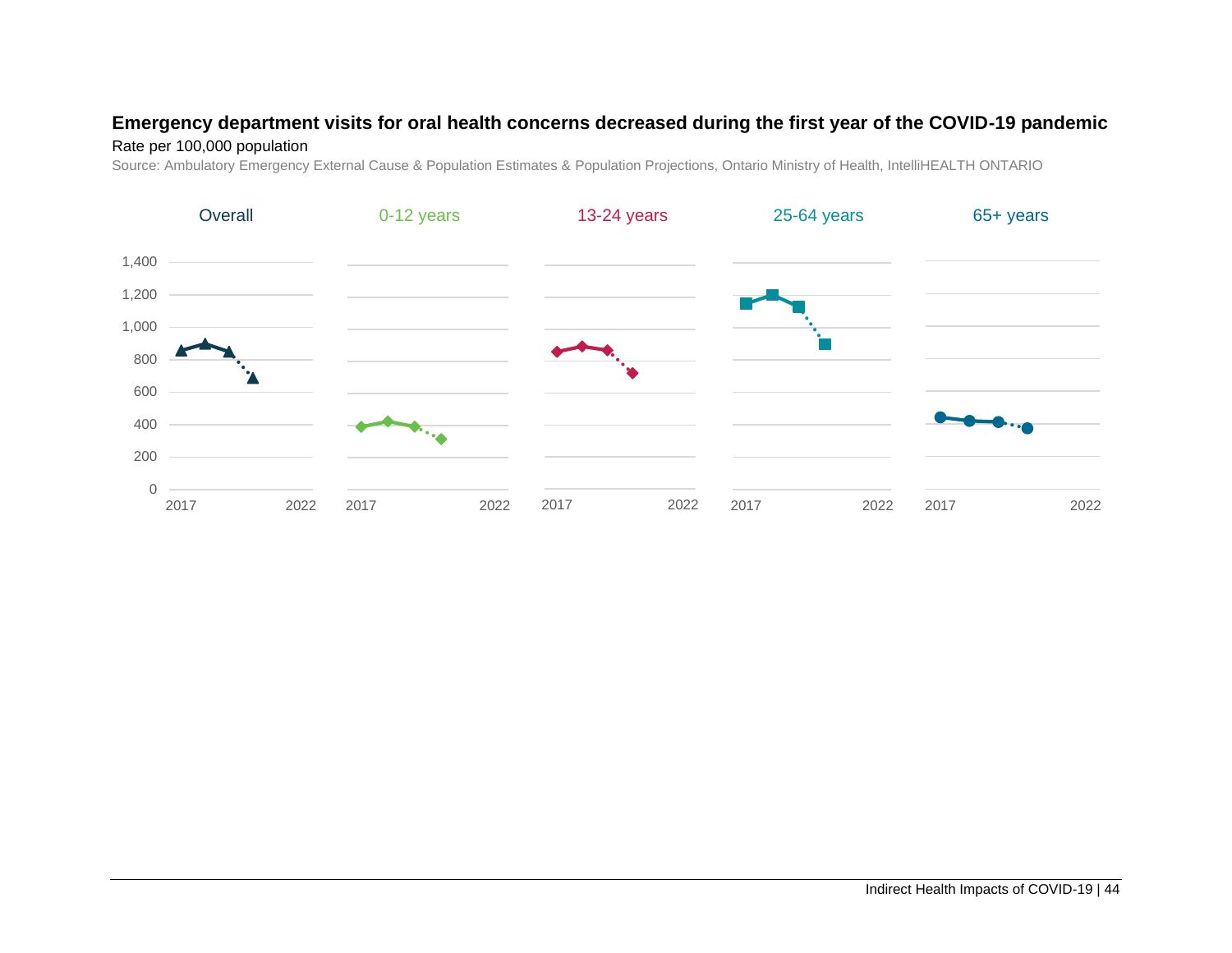**Emergency department visits for oral health concerns decreased during the first year of the COVID-19 pandemic**

Rate per 100,000 population

Source: Ambulatory Emergency External Cause & Population Estimates & Population Projections, Ontario Ministry of Health, IntelliHEALTH ONTARIO

Overall | 0-12 years | 13-24 years | 25-64 years | 65+ years

1,400
1,200
1,000
800
600
400
200
0

2017 2022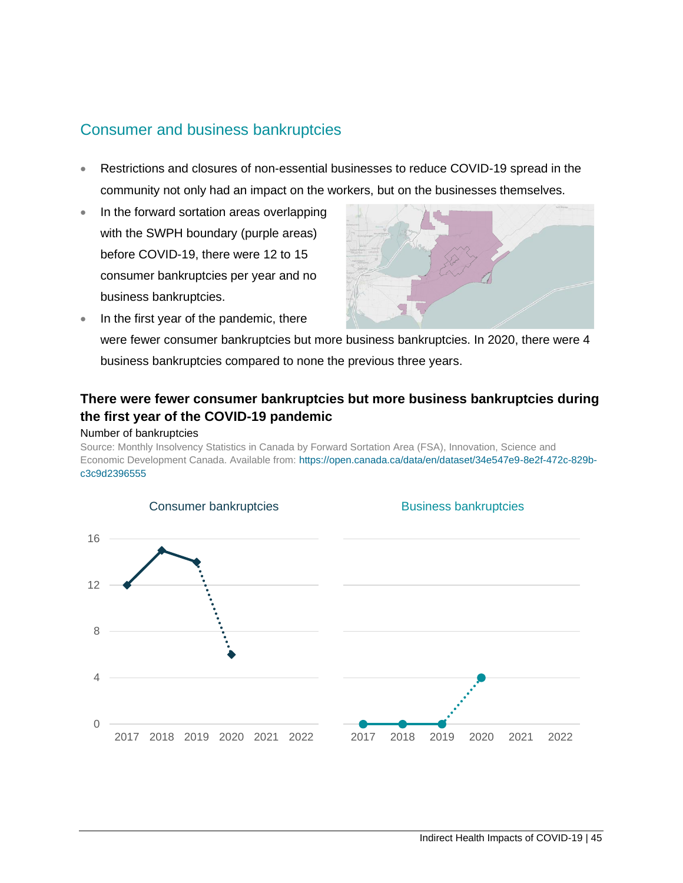## Consumer and business bankruptcies

- Restrictions and closures of non-essential businesses to reduce COVID-19 spread in the community not only had an impact on the workers, but on the businesses themselves.
- In the forward sortation areas overlapping with the SWPH boundary (purple areas) before COVID-19, there were 12 to 15 consumer bankruptcies per year and no business bankruptcies.
- In the first year of the pandemic, there were fewer consumer bankruptcies but more business bankruptcies. In 2020, there were 4 business bankruptcies compared to none the previous three years.

### There were fewer consumer bankruptcies but more business bankruptcies during the first year of the COVID-19 pandemic

Number of bankruptcies

Source: Monthly Insolvency Statistics in Canada by Forward Sortation Area (FSA), Innovation, Science and Economic Development Canada. Available from: https://open.canada.ca/data/en/dataset/34e547e9-8e2f-472c-829b-c3c9d2396555

| Year | Consumer bankruptcies | Business bankruptcies |
|---|---|---|
| 2017 | 12 | 0 |
| 2018 | 15 | 0 |
| 2019 | 14 | 0 |
| 2020 | 6 | 4 |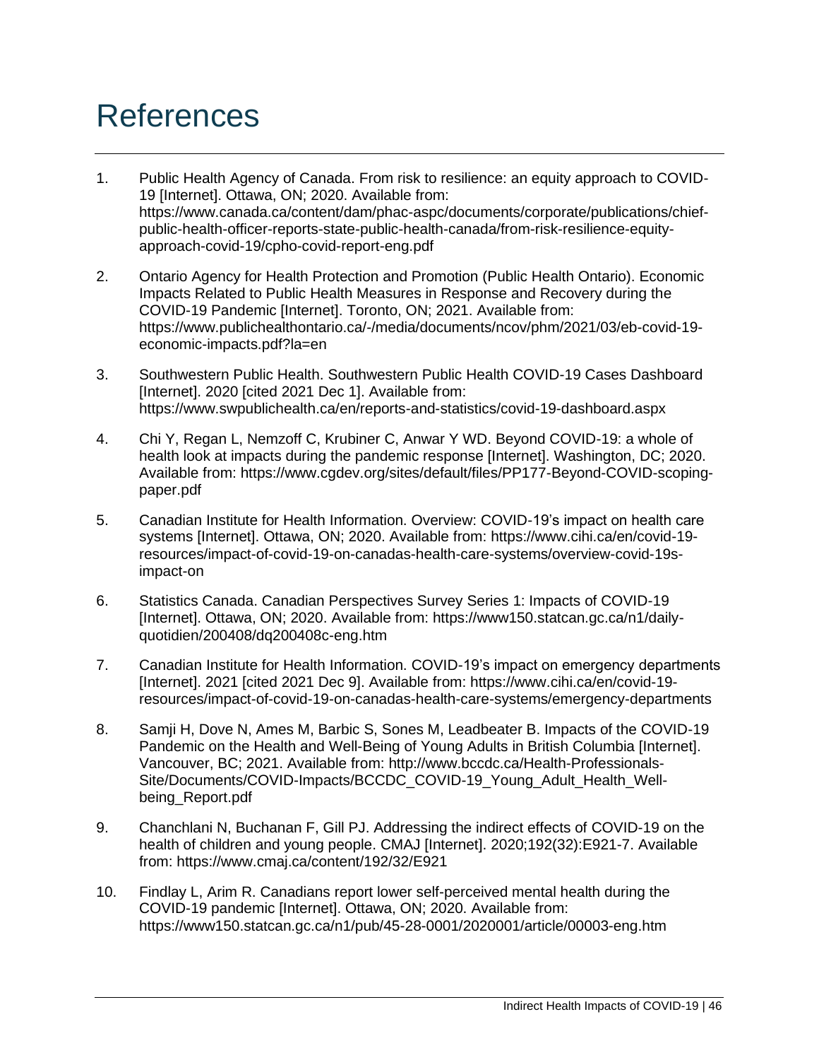# References

1. Public Health Agency of Canada. From risk to resilience: an equity approach to COVID-19 [Internet]. Ottawa, ON; 2020. Available from: https://www.canada.ca/content/dam/phac-aspc/documents/corporate/publications/chief-public-health-officer-reports-state-public-health-canada/from-risk-resilience-equity-approach-covid-19/cpho-covid-report-eng.pdf

2. Ontario Agency for Health Protection and Promotion (Public Health Ontario). Economic Impacts Related to Public Health Measures in Response and Recovery during the COVID-19 Pandemic [Internet]. Toronto, ON; 2021. Available from: https://www.publichealthontario.ca/-/media/documents/ncov/phm/2021/03/eb-covid-19-economic-impacts.pdf?la=en

3. Southwestern Public Health. Southwestern Public Health COVID-19 Cases Dashboard [Internet]. 2020 [cited 2021 Dec 1]. Available from: https://www.swpublichealth.ca/en/reports-and-statistics/covid-19-dashboard.aspx

4. Chi Y, Regan L, Nemzoff C, Krubiner C, Anwar Y WD. Beyond COVID-19: a whole of health look at impacts during the pandemic response [Internet]. Washington, DC; 2020. Available from: https://www.cgdev.org/sites/default/files/PP177-Beyond-COVID-scoping-paper.pdf

5. Canadian Institute for Health Information. Overview: COVID-19's impact on health care systems [Internet]. Ottawa, ON; 2020. Available from: https://www.cihi.ca/en/covid-19-resources/impact-of-covid-19-on-canadas-health-care-systems/overview-covid-19s-impact-on

6. Statistics Canada. Canadian Perspectives Survey Series 1: Impacts of COVID-19 [Internet]. Ottawa, ON; 2020. Available from: https://www150.statcan.gc.ca/n1/daily-quotidien/200408/dq200408c-eng.htm

7. Canadian Institute for Health Information. COVID-19's impact on emergency departments [Internet]. 2021 [cited 2021 Dec 9]. Available from: https://www.cihi.ca/en/covid-19-resources/impact-of-covid-19-on-canadas-health-care-systems/emergency-departments

8. Samji H, Dove N, Ames M, Barbic S, Sones M, Leadbeater B. Impacts of the COVID-19 Pandemic on the Health and Well-Being of Young Adults in British Columbia [Internet]. Vancouver, BC; 2021. Available from: http://www.bccdc.ca/Health-Professionals-Site/Documents/COVID-Impacts/BCCDC_COVID-19_Young_Adult_Health_Well-being_Report.pdf

9. Chanchlani N, Buchanan F, Gill PJ. Addressing the indirect effects of COVID-19 on the health of children and young people. CMAJ [Internet]. 2020;192(32):E921-7. Available from: https://www.cmaj.ca/content/192/32/E921

10. Findlay L, Arim R. Canadians report lower self-perceived mental health during the COVID-19 pandemic [Internet]. Ottawa, ON; 2020. Available from: https://www150.statcan.gc.ca/n1/pub/45-28-0001/2020001/article/00003-eng.htm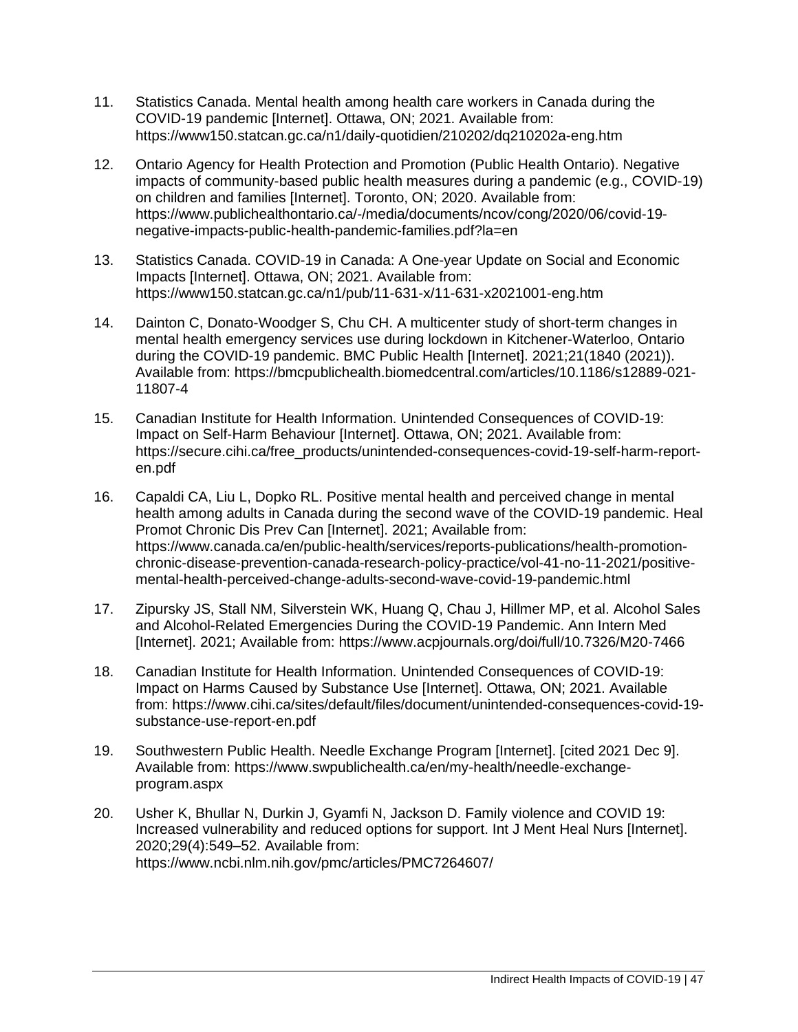11. Statistics Canada. Mental health among health care workers in Canada during the COVID-19 pandemic [Internet]. Ottawa, ON; 2021. Available from: https://www150.statcan.gc.ca/n1/daily-quotidien/210202/dq210202a-eng.htm

12. Ontario Agency for Health Protection and Promotion (Public Health Ontario). Negative impacts of community-based public health measures during a pandemic (e.g., COVID-19) on children and families [Internet]. Toronto, ON; 2020. Available from: https://www.publichealthontario.ca/-/media/documents/ncov/cong/2020/06/covid-19-negative-impacts-public-health-pandemic-families.pdf?la=en

13. Statistics Canada. COVID-19 in Canada: A One-year Update on Social and Economic Impacts [Internet]. Ottawa, ON; 2021. Available from: https://www150.statcan.gc.ca/n1/pub/11-631-x/11-631-x2021001-eng.htm

14. Dainton C, Donato-Woodger S, Chu CH. A multicenter study of short-term changes in mental health emergency services use during lockdown in Kitchener-Waterloo, Ontario during the COVID-19 pandemic. BMC Public Health [Internet]. 2021;21(1840 (2021)). Available from: https://bmcpublichealth.biomedcentral.com/articles/10.1186/s12889-021-11807-4

15. Canadian Institute for Health Information. Unintended Consequences of COVID-19: Impact on Self-Harm Behaviour [Internet]. Ottawa, ON; 2021. Available from: https://secure.cihi.ca/free_products/unintended-consequences-covid-19-self-harm-report-en.pdf

16. Capaldi CA, Liu L, Dopko RL. Positive mental health and perceived change in mental health among adults in Canada during the second wave of the COVID-19 pandemic. Heal Promot Chronic Dis Prev Can [Internet]. 2021; Available from: https://www.canada.ca/en/public-health/services/reports-publications/health-promotion-chronic-disease-prevention-canada-research-policy-practice/vol-41-no-11-2021/positive-mental-health-perceived-change-adults-second-wave-covid-19-pandemic.html

17. Zipursky JS, Stall NM, Silverstein WK, Huang Q, Chau J, Hillmer MP, et al. Alcohol Sales and Alcohol-Related Emergencies During the COVID-19 Pandemic. Ann Intern Med [Internet]. 2021; Available from: https://www.acpjournals.org/doi/full/10.7326/M20-7466

18. Canadian Institute for Health Information. Unintended Consequences of COVID-19: Impact on Harms Caused by Substance Use [Internet]. Ottawa, ON; 2021. Available from: https://www.cihi.ca/sites/default/files/document/unintended-consequences-covid-19-substance-use-report-en.pdf

19. Southwestern Public Health. Needle Exchange Program [Internet]. [cited 2021 Dec 9]. Available from: https://www.swpublichealth.ca/en/my-health/needle-exchange-program.aspx

20. Usher K, Bhullar N, Durkin J, Gyamfi N, Jackson D. Family violence and COVID 19: Increased vulnerability and reduced options for support. Int J Ment Heal Nurs [Internet]. 2020;29(4):549–52. Available from: https://www.ncbi.nlm.nih.gov/pmc/articles/PMC7264607/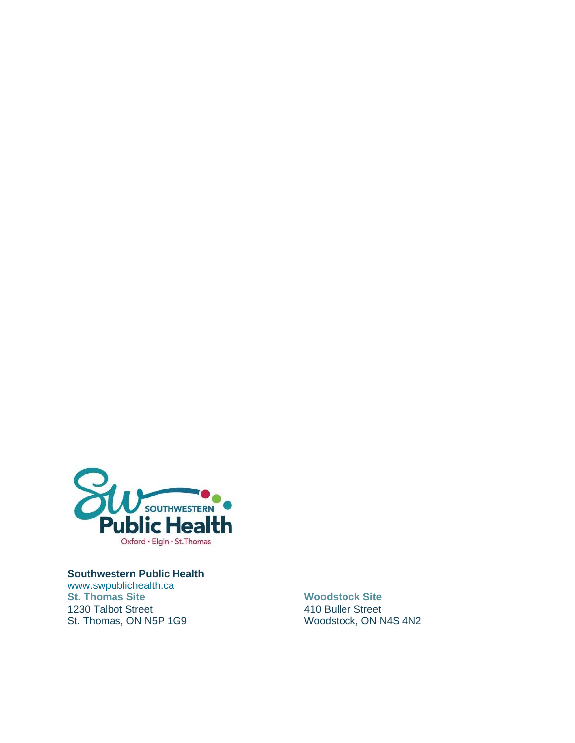**Southwestern Public Health**
www.swpublichealth.ca

**St. Thomas Site**
1230 Talbot Street
St. Thomas, ON N5P 1G9

**Woodstock Site**
410 Buller Street
Woodstock, ON N4S 4N2